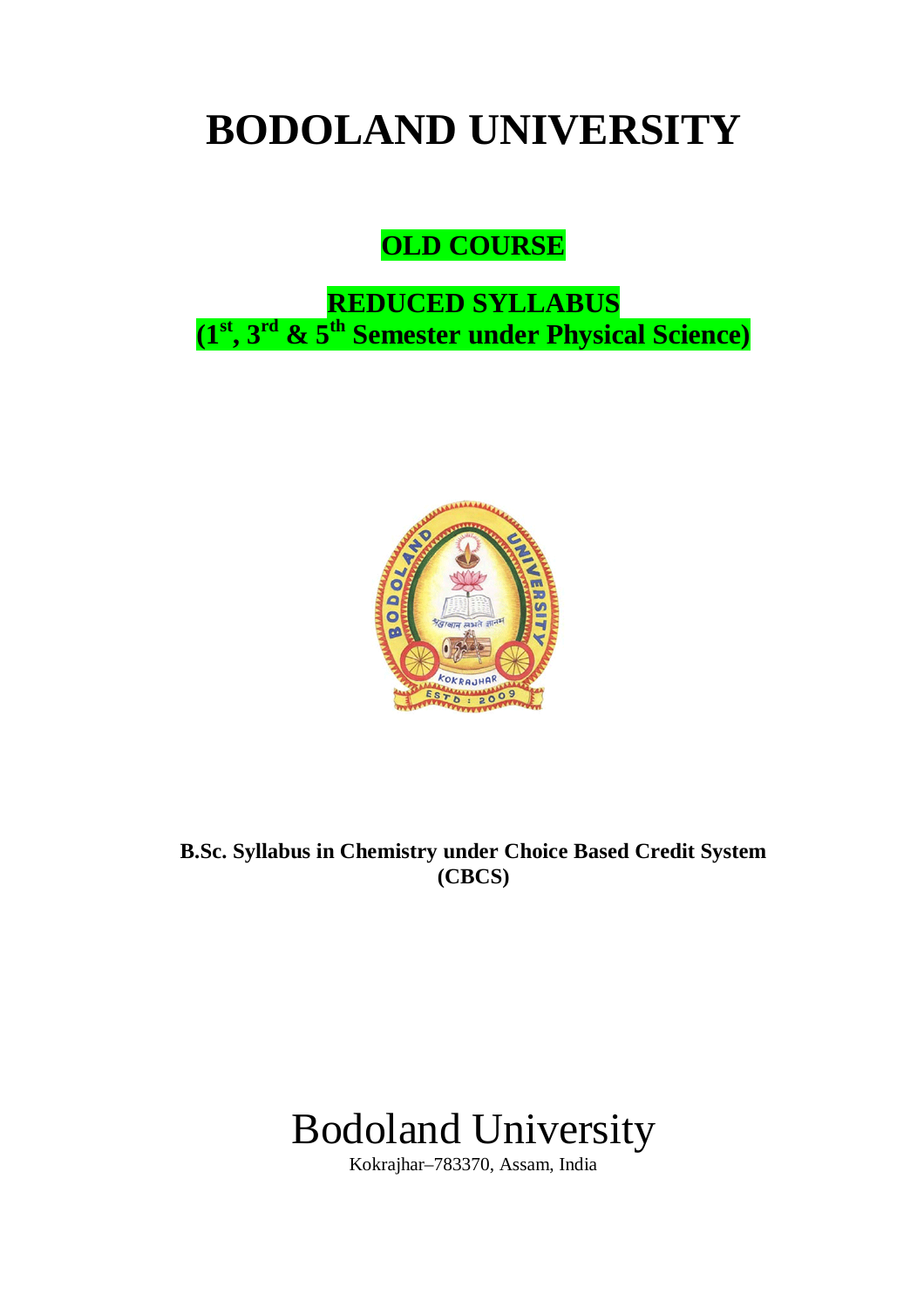# BODOLAND UNIVERSITY

**OLD COURSE**

**REDUCED SYLLABUS**
**(1st, 3rd & 5th Semester under Physical Science)**

**B.Sc. Syllabus in Chemistry under Choice Based Credit System (CBCS)**

Bodoland University

Kokrajhar–783370, Assam, India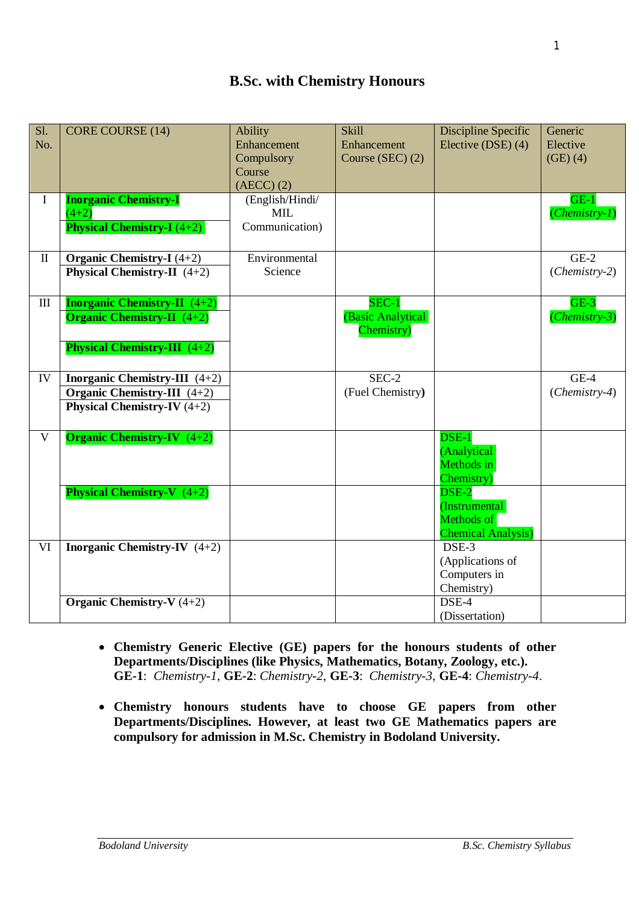# B.Sc. with Chemistry Honours

| Sl. No. | CORE COURSE (14) | Ability Enhancement Compulsory Course (AECC) (2) | Skill Enhancement Course (SEC) (2) | Discipline Specific Elective (DSE) (4) | Generic Elective (GE) (4) |
|---|---|---|---|---|---|
| I | **Inorganic Chemistry-I** (4+2)<br>**Physical Chemistry-I** (4+2) | (English/Hindi/ MIL Communication) | | | GE-1 (*Chemistry-1*) |
| II | **Organic Chemistry-I** (4+2)<br>**Physical Chemistry-II** (4+2) | Environmental Science | | | GE-2 (*Chemistry-2*) |
| III | **Inorganic Chemistry-II** (4+2)<br>**Organic Chemistry-II** (4+2)<br>**Physical Chemistry-III** (4+2) | | SEC-1 (Basic Analytical Chemistry) | | GE-3 (*Chemistry-3*) |
| IV | **Inorganic Chemistry-III** (4+2)<br>**Organic Chemistry-III** (4+2)<br>**Physical Chemistry-IV** (4+2) | | SEC-2 (Fuel Chemistry**)** | | GE-4 (*Chemistry-4*) |
| V | **Organic Chemistry-IV** (4+2) | | | DSE-1 (Analytical Methods in Chemistry) | |
| | **Physical Chemistry-V** (4+2) | | | DSE-2 (Instrumental Methods of Chemical Analysis) | |
| VI | **Inorganic Chemistry-IV** (4+2) | | | DSE-3 (Applications of Computers in Chemistry) | |
| | **Organic Chemistry-V** (4+2) | | | DSE-4 (Dissertation) | |

- **Chemistry Generic Elective (GE) papers for the honours students of other Departments/Disciplines (like Physics, Mathematics, Botany, Zoology, etc.). GE-1**: *Chemistry-1*, **GE-2**: *Chemistry-2*, **GE-3**: *Chemistry-3*, **GE-4**: *Chemistry-4*.

- **Chemistry honours students have to choose GE papers from other Departments/Disciplines. However, at least two GE Mathematics papers are compulsory for admission in M.Sc. Chemistry in Bodoland University.**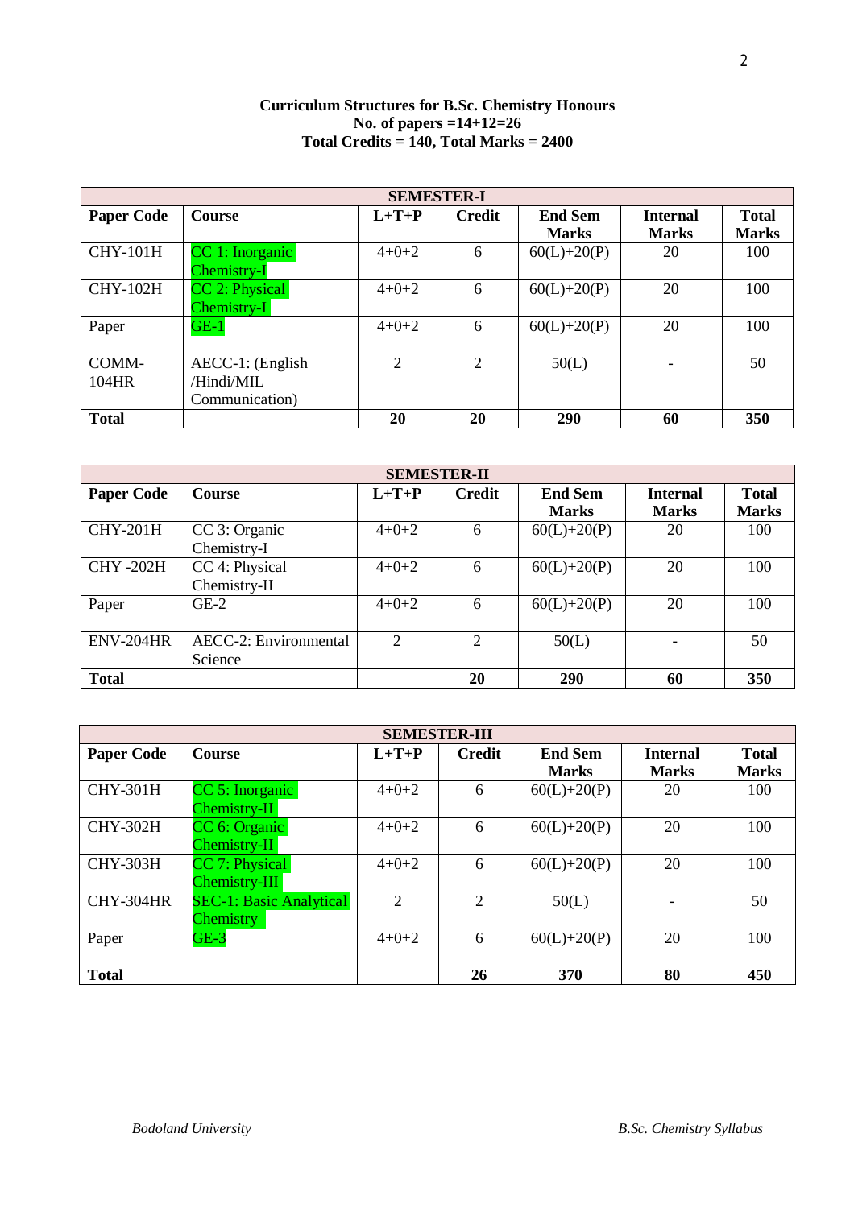**Curriculum Structures for B.Sc. Chemistry Honours**
**No. of papers =14+12=26**
**Total Credits = 140, Total Marks = 2400**

| **SEMESTER-I** | | | | | | |
|---|---|---|---|---|---|---|
| **Paper Code** | **Course** | **L+T+P** | **Credit** | **End Sem Marks** | **Internal Marks** | **Total Marks** |
| CHY-101H | CC 1: Inorganic Chemistry-I | 4+0+2 | 6 | 60(L)+20(P) | 20 | 100 |
| CHY-102H | CC 2: Physical Chemistry-I | 4+0+2 | 6 | 60(L)+20(P) | 20 | 100 |
| Paper | GE-1 | 4+0+2 | 6 | 60(L)+20(P) | 20 | 100 |
| COMM-104HR | AECC-1: (English /Hindi/MIL Communication) | 2 | 2 | 50(L) | - | 50 |
| **Total** | | **20** | **20** | **290** | **60** | **350** |

| **SEMESTER-II** | | | | | | |
|---|---|---|---|---|---|---|
| **Paper Code** | **Course** | **L+T+P** | **Credit** | **End Sem Marks** | **Internal Marks** | **Total Marks** |
| CHY-201H | CC 3: Organic Chemistry-I | 4+0+2 | 6 | 60(L)+20(P) | 20 | 100 |
| CHY -202H | CC 4: Physical Chemistry-II | 4+0+2 | 6 | 60(L)+20(P) | 20 | 100 |
| Paper | GE-2 | 4+0+2 | 6 | 60(L)+20(P) | 20 | 100 |
| ENV-204HR | AECC-2: Environmental Science | 2 | 2 | 50(L) | - | 50 |
| **Total** | | | **20** | **290** | **60** | **350** |

| **SEMESTER-III** | | | | | | |
|---|---|---|---|---|---|---|
| **Paper Code** | **Course** | **L+T+P** | **Credit** | **End Sem Marks** | **Internal Marks** | **Total Marks** |
| CHY-301H | CC 5: Inorganic Chemistry-II | 4+0+2 | 6 | 60(L)+20(P) | 20 | 100 |
| CHY-302H | CC 6: Organic Chemistry-II | 4+0+2 | 6 | 60(L)+20(P) | 20 | 100 |
| CHY-303H | CC 7: Physical Chemistry-III | 4+0+2 | 6 | 60(L)+20(P) | 20 | 100 |
| CHY-304HR | SEC-1: Basic Analytical Chemistry | 2 | 2 | 50(L) | - | 50 |
| Paper | GE-3 | 4+0+2 | 6 | 60(L)+20(P) | 20 | 100 |
| **Total** | | | **26** | **370** | **80** | **450** |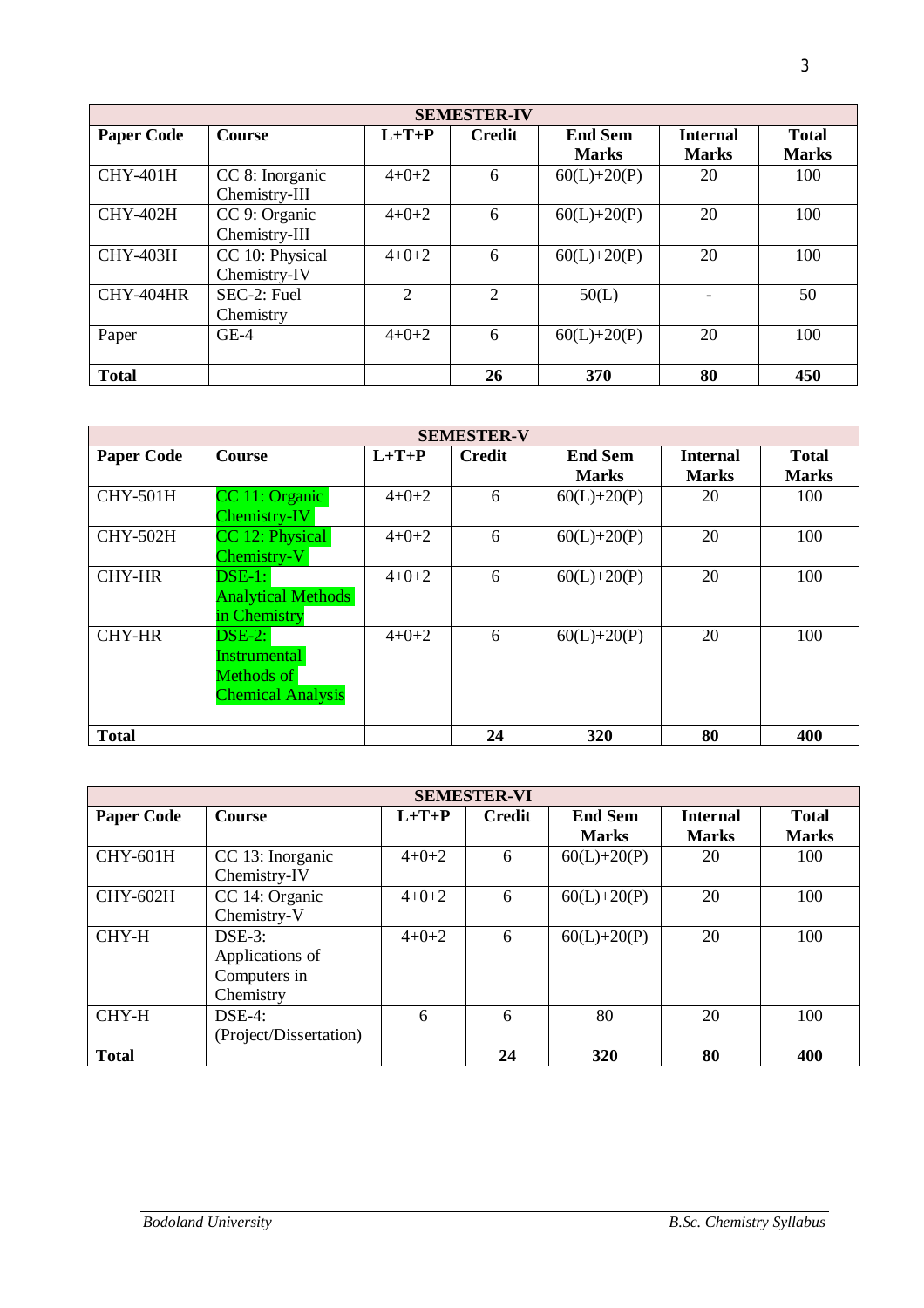| SEMESTER-IV | | | | | | |
|---|---|---|---|---|---|---|
| **Paper Code** | **Course** | **L+T+P** | **Credit** | **End Sem Marks** | **Internal Marks** | **Total Marks** |
| CHY-401H | CC 8: Inorganic Chemistry-III | 4+0+2 | 6 | 60(L)+20(P) | 20 | 100 |
| CHY-402H | CC 9: Organic Chemistry-III | 4+0+2 | 6 | 60(L)+20(P) | 20 | 100 |
| CHY-403H | CC 10: Physical Chemistry-IV | 4+0+2 | 6 | 60(L)+20(P) | 20 | 100 |
| CHY-404HR | SEC-2: Fuel Chemistry | 2 | 2 | 50(L) | - | 50 |
| Paper | GE-4 | 4+0+2 | 6 | 60(L)+20(P) | 20 | 100 |
| **Total** | | | **26** | **370** | **80** | **450** |

| SEMESTER-V | | | | | | |
|---|---|---|---|---|---|---|
| **Paper Code** | **Course** | **L+T+P** | **Credit** | **End Sem Marks** | **Internal Marks** | **Total Marks** |
| CHY-501H | CC 11: Organic Chemistry-IV | 4+0+2 | 6 | 60(L)+20(P) | 20 | 100 |
| CHY-502H | CC 12: Physical Chemistry-V | 4+0+2 | 6 | 60(L)+20(P) | 20 | 100 |
| CHY-HR | DSE-1: Analytical Methods in Chemistry | 4+0+2 | 6 | 60(L)+20(P) | 20 | 100 |
| CHY-HR | DSE-2: Instrumental Methods of Chemical Analysis | 4+0+2 | 6 | 60(L)+20(P) | 20 | 100 |
| **Total** | | | **24** | **320** | **80** | **400** |

| SEMESTER-VI | | | | | | |
|---|---|---|---|---|---|---|
| **Paper Code** | **Course** | **L+T+P** | **Credit** | **End Sem Marks** | **Internal Marks** | **Total Marks** |
| CHY-601H | CC 13: Inorganic Chemistry-IV | 4+0+2 | 6 | 60(L)+20(P) | 20 | 100 |
| CHY-602H | CC 14: Organic Chemistry-V | 4+0+2 | 6 | 60(L)+20(P) | 20 | 100 |
| CHY-H | DSE-3: Applications of Computers in Chemistry | 4+0+2 | 6 | 60(L)+20(P) | 20 | 100 |
| CHY-H | DSE-4: (Project/Dissertation) | 6 | 6 | 80 | 20 | 100 |
| **Total** | | | **24** | **320** | **80** | **400** |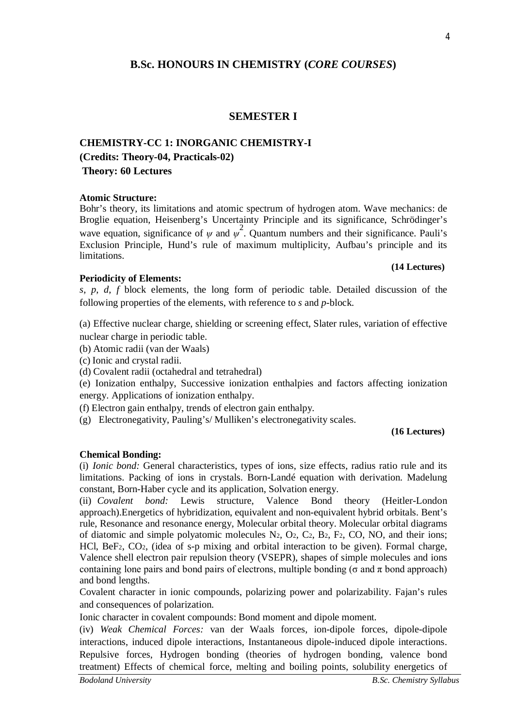## B.Sc. HONOURS IN CHEMISTRY (*CORE COURSES*)

## SEMESTER I

### CHEMISTRY-CC 1: INORGANIC CHEMISTRY-I

**(Credits: Theory-04, Practicals-02)**

**Theory: 60 Lectures**

**Atomic Structure:**

Bohr's theory, its limitations and atomic spectrum of hydrogen atom. Wave mechanics: de Broglie equation, Heisenberg's Uncertainty Principle and its significance, Schrödinger's wave equation, significance of $\psi$ and $\psi^2$. Quantum numbers and their significance. Pauli's Exclusion Principle, Hund's rule of maximum multiplicity, Aufbau's principle and its limitations.

**(14 Lectures)**

**Periodicity of Elements:**

*s, p, d, f* block elements, the long form of periodic table. Detailed discussion of the following properties of the elements, with reference to *s* and *p*-block.

(a) Effective nuclear charge, shielding or screening effect, Slater rules, variation of effective nuclear charge in periodic table.

(b) Atomic radii (van der Waals)

(c) Ionic and crystal radii.

(d) Covalent radii (octahedral and tetrahedral)

(e) Ionization enthalpy, Successive ionization enthalpies and factors affecting ionization energy. Applications of ionization enthalpy.

(f) Electron gain enthalpy, trends of electron gain enthalpy.

(g) Electronegativity, Pauling's/ Mulliken's electronegativity scales.

**(16 Lectures)**

**Chemical Bonding:**

(i) *Ionic bond:* General characteristics, types of ions, size effects, radius ratio rule and its limitations. Packing of ions in crystals. Born-Landé equation with derivation. Madelung constant, Born-Haber cycle and its application, Solvation energy.

(ii) *Covalent bond:* Lewis structure, Valence Bond theory (Heitler-London approach).Energetics of hybridization, equivalent and non-equivalent hybrid orbitals. Bent's rule, Resonance and resonance energy, Molecular orbital theory. Molecular orbital diagrams of diatomic and simple polyatomic molecules $N_2$, $O_2$, $C_2$, $B_2$, $F_2$, CO, NO, and their ions; HCl, $BeF_2$, $CO_2$, (idea of s-p mixing and orbital interaction to be given). Formal charge, Valence shell electron pair repulsion theory (VSEPR), shapes of simple molecules and ions containing lone pairs and bond pairs of electrons, multiple bonding ($\sigma$ and $\pi$ bond approach) and bond lengths.

Covalent character in ionic compounds, polarizing power and polarizability. Fajan's rules and consequences of polarization.

Ionic character in covalent compounds: Bond moment and dipole moment.

(iv) *Weak Chemical Forces:* van der Waals forces, ion-dipole forces, dipole-dipole interactions, induced dipole interactions, Instantaneous dipole-induced dipole interactions. Repulsive forces, Hydrogen bonding (theories of hydrogen bonding, valence bond treatment) Effects of chemical force, melting and boiling points, solubility energetics of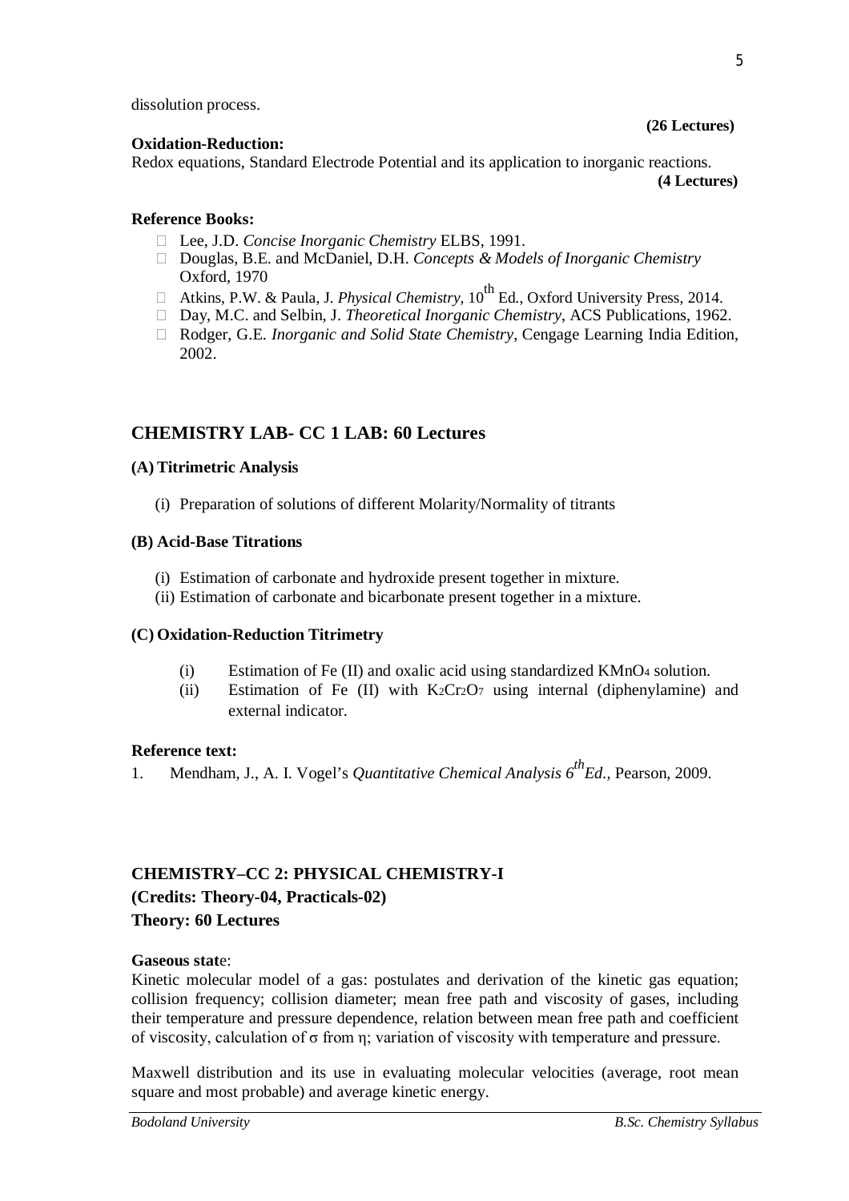dissolution process.

**(26 Lectures)**

**Oxidation-Reduction:**

Redox equations, Standard Electrode Potential and its application to inorganic reactions.

**(4 Lectures)**

**Reference Books:**

- Lee, J.D. *Concise Inorganic Chemistry* ELBS, 1991.
- Douglas, B.E. and McDaniel, D.H. *Concepts & Models of Inorganic Chemistry* Oxford, 1970
- Atkins, P.W. & Paula, J. *Physical Chemistry*, $10^{th}$ Ed., Oxford University Press, 2014.
- Day, M.C. and Selbin, J. *Theoretical Inorganic Chemistry*, ACS Publications, 1962.
- Rodger, G.E. *Inorganic and Solid State Chemistry*, Cengage Learning India Edition, 2002.

## CHEMISTRY LAB- CC 1 LAB: 60 Lectures

**(A) Titrimetric Analysis**

(i) Preparation of solutions of different Molarity/Normality of titrants

**(B) Acid-Base Titrations**

(i) Estimation of carbonate and hydroxide present together in mixture.
(ii) Estimation of carbonate and bicarbonate present together in a mixture.

**(C) Oxidation-Reduction Titrimetry**

(i) Estimation of Fe (II) and oxalic acid using standardized $KMnO_4$ solution.
(ii) Estimation of Fe (II) with $K_2Cr_2O_7$ using internal (diphenylamine) and external indicator.

**Reference text:**

1. Mendham, J., A. I. Vogel's *Quantitative Chemical Analysis* $6^{th}$*Ed.*, Pearson, 2009.

## CHEMISTRY–CC 2: PHYSICAL CHEMISTRY-I

**(Credits: Theory-04, Practicals-02)**

**Theory: 60 Lectures**

**Gaseous stat**e:

Kinetic molecular model of a gas: postulates and derivation of the kinetic gas equation; collision frequency; collision diameter; mean free path and viscosity of gases, including their temperature and pressure dependence, relation between mean free path and coefficient of viscosity, calculation of $\sigma$ from $\eta$; variation of viscosity with temperature and pressure.

Maxwell distribution and its use in evaluating molecular velocities (average, root mean square and most probable) and average kinetic energy.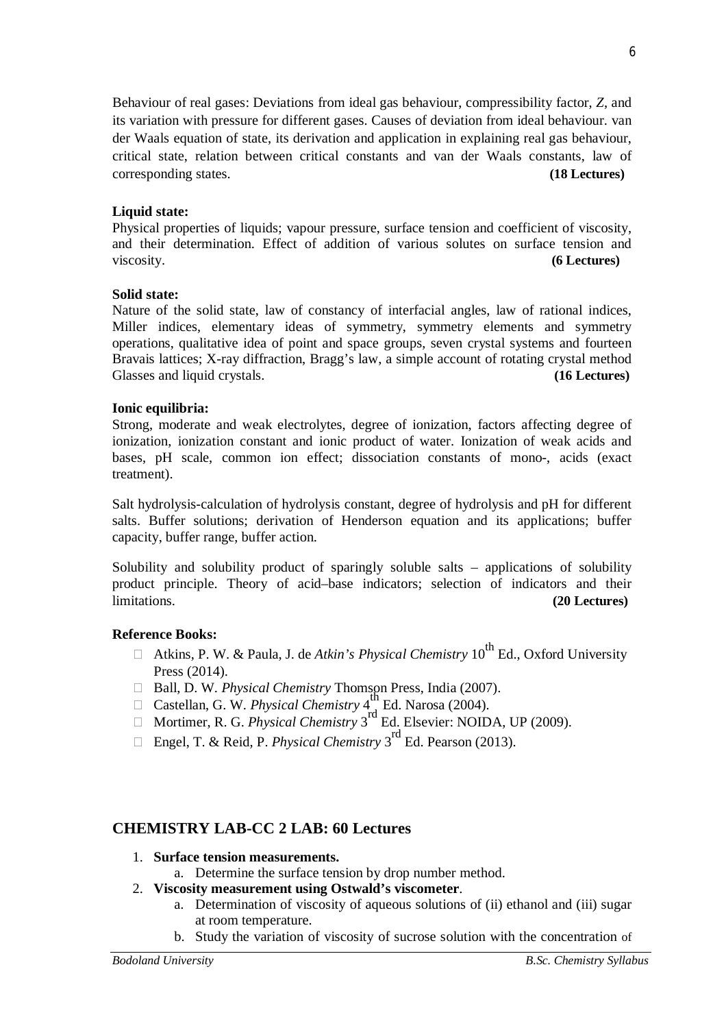Behaviour of real gases: Deviations from ideal gas behaviour, compressibility factor, *Z*, and its variation with pressure for different gases. Causes of deviation from ideal behaviour. van der Waals equation of state, its derivation and application in explaining real gas behaviour, critical state, relation between critical constants and van der Waals constants, law of corresponding states. **(18 Lectures)**

**Liquid state:**
Physical properties of liquids; vapour pressure, surface tension and coefficient of viscosity, and their determination. Effect of addition of various solutes on surface tension and viscosity. **(6 Lectures)**

**Solid state:**
Nature of the solid state, law of constancy of interfacial angles, law of rational indices, Miller indices, elementary ideas of symmetry, symmetry elements and symmetry operations, qualitative idea of point and space groups, seven crystal systems and fourteen Bravais lattices; X-ray diffraction, Bragg's law, a simple account of rotating crystal method Glasses and liquid crystals. **(16 Lectures)**

**Ionic equilibria:**
Strong, moderate and weak electrolytes, degree of ionization, factors affecting degree of ionization, ionization constant and ionic product of water. Ionization of weak acids and bases, pH scale, common ion effect; dissociation constants of mono-, acids (exact treatment).

Salt hydrolysis-calculation of hydrolysis constant, degree of hydrolysis and pH for different salts. Buffer solutions; derivation of Henderson equation and its applications; buffer capacity, buffer range, buffer action.

Solubility and solubility product of sparingly soluble salts – applications of solubility product principle. Theory of acid–base indicators; selection of indicators and their limitations. **(20 Lectures)**

**Reference Books:**

- Atkins, P. W. & Paula, J. de *Atkin's Physical Chemistry* 10th Ed., Oxford University Press (2014).
- Ball, D. W. *Physical Chemistry* Thomson Press, India (2007).
- Castellan, G. W. *Physical Chemistry* 4th Ed. Narosa (2004).
- Mortimer, R. G. *Physical Chemistry* 3rd Ed. Elsevier: NOIDA, UP (2009).
- Engel, T. & Reid, P. *Physical Chemistry* 3rd Ed. Pearson (2013).

## CHEMISTRY LAB-CC 2 LAB: 60 Lectures

1. **Surface tension measurements.**
   a. Determine the surface tension by drop number method.
2. **Viscosity measurement using Ostwald's viscometer**.
   a. Determination of viscosity of aqueous solutions of (ii) ethanol and (iii) sugar at room temperature.
   b. Study the variation of viscosity of sucrose solution with the concentration of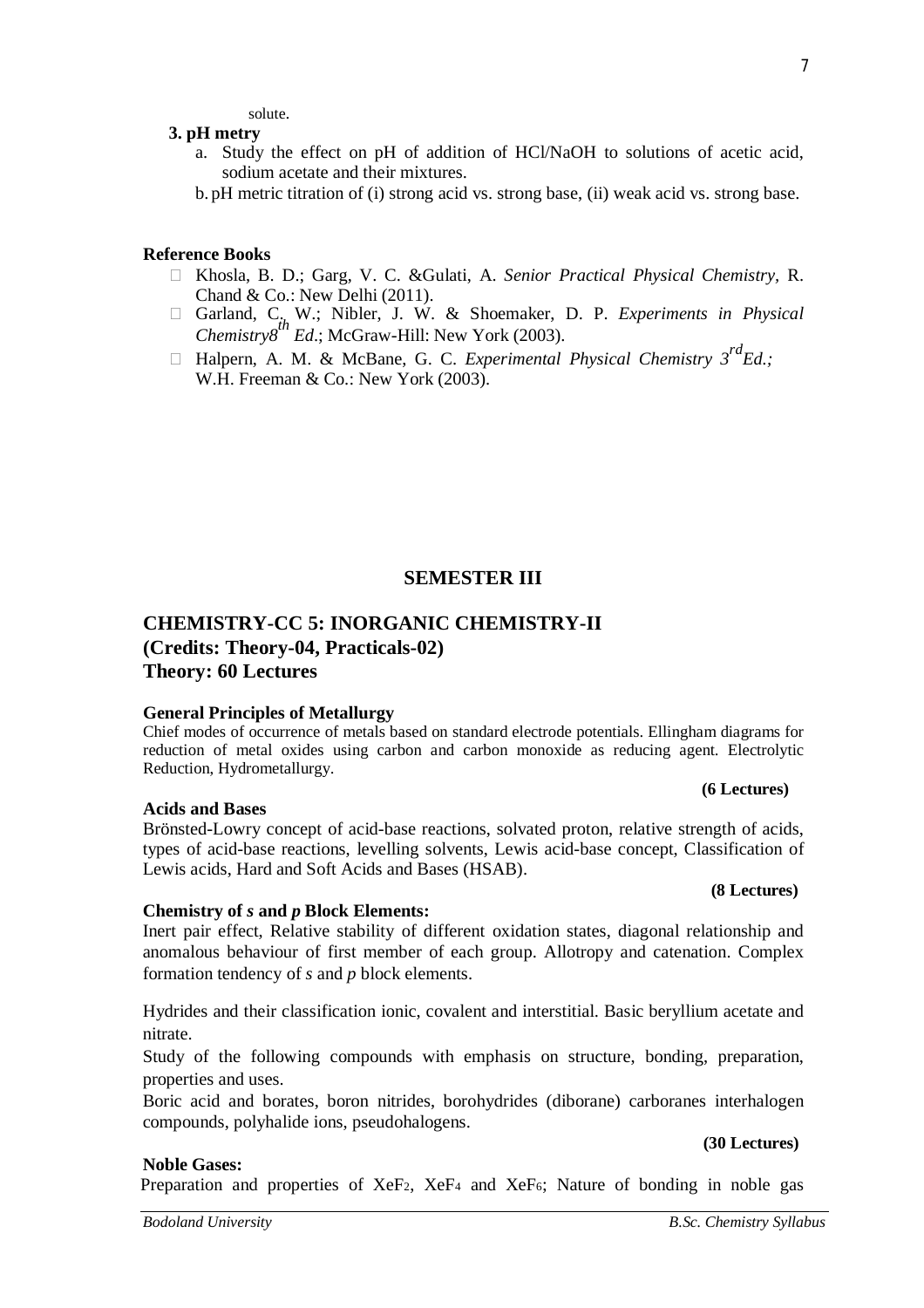solute.

**3. pH metry**

a. Study the effect on pH of addition of HCl/NaOH to solutions of acetic acid, sodium acetate and their mixtures.

b. pH metric titration of (i) strong acid vs. strong base, (ii) weak acid vs. strong base.

**Reference Books**

- Khosla, B. D.; Garg, V. C. &Gulati, A. *Senior Practical Physical Chemistry,* R. Chand & Co.: New Delhi (2011).
- Garland, C. W.; Nibler, J. W. & Shoemaker, D. P. *Experiments in Physical Chemistry8th Ed*.; McGraw-Hill: New York (2003).
- Halpern, A. M. & McBane, G. C. *Experimental Physical Chemistry 3rdEd.;* W.H. Freeman & Co.: New York (2003).

## SEMESTER III

## CHEMISTRY-CC 5: INORGANIC CHEMISTRY-II
## (Credits: Theory-04, Practicals-02)
## Theory: 60 Lectures

**General Principles of Metallurgy**

Chief modes of occurrence of metals based on standard electrode potentials. Ellingham diagrams for reduction of metal oxides using carbon and carbon monoxide as reducing agent. Electrolytic Reduction, Hydrometallurgy.

**(6 Lectures)**

**Acids and Bases**

Brönsted-Lowry concept of acid-base reactions, solvated proton, relative strength of acids, types of acid-base reactions, levelling solvents, Lewis acid-base concept, Classification of Lewis acids, Hard and Soft Acids and Bases (HSAB).

**(8 Lectures)**

**Chemistry of *s* and *p* Block Elements:**

Inert pair effect, Relative stability of different oxidation states, diagonal relationship and anomalous behaviour of first member of each group. Allotropy and catenation. Complex formation tendency of *s* and *p* block elements.

Hydrides and their classification ionic, covalent and interstitial. Basic beryllium acetate and nitrate.

Study of the following compounds with emphasis on structure, bonding, preparation, properties and uses.

Boric acid and borates, boron nitrides, borohydrides (diborane) carboranes interhalogen compounds, polyhalide ions, pseudohalogens.

**(30 Lectures)**

**Noble Gases:**

Preparation and properties of $XeF_2$, $XeF_4$ and $XeF_6$; Nature of bonding in noble gas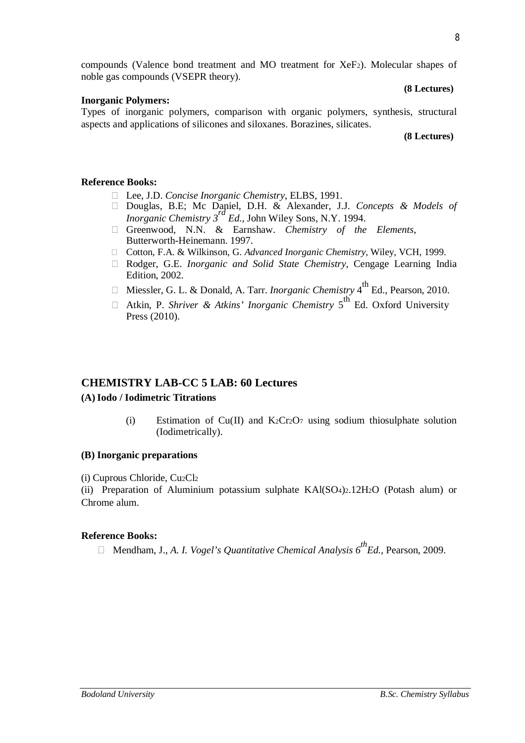compounds (Valence bond treatment and MO treatment for $XeF_2$). Molecular shapes of noble gas compounds (VSEPR theory).

**(8 Lectures)**

**Inorganic Polymers:**

Types of inorganic polymers, comparison with organic polymers, synthesis, structural aspects and applications of silicones and siloxanes. Borazines, silicates.

**(8 Lectures)**

**Reference Books:**

- Lee, J.D. *Concise Inorganic Chemistry*, ELBS, 1991.
- Douglas, B.E; Mc Daniel, D.H. & Alexander, J.J. *Concepts & Models of Inorganic Chemistry 3rd Ed.*, John Wiley Sons, N.Y. 1994.
- Greenwood, N.N. & Earnshaw. *Chemistry of the Elements*, Butterworth-Heinemann. 1997.
- Cotton, F.A. & Wilkinson, G. *Advanced Inorganic Chemistry*, Wiley, VCH, 1999.
- Rodger, G.E. *Inorganic and Solid State Chemistry*, Cengage Learning India Edition, 2002.
- Miessler, G. L. & Donald, A. Tarr. *Inorganic Chemistry* 4th Ed., Pearson, 2010.
- Atkin, P. *Shriver & Atkins' Inorganic Chemistry* 5th Ed. Oxford University Press (2010).

## CHEMISTRY LAB-CC 5 LAB: 60 Lectures

**(A) Iodo / Iodimetric Titrations**

(i) Estimation of Cu(II) and $K_2Cr_2O_7$ using sodium thiosulphate solution (Iodimetrically).

**(B) Inorganic preparations**

(i) Cuprous Chloride, $Cu_2Cl_2$

(ii) Preparation of Aluminium potassium sulphate $KAl(SO_4)_2.12H_2O$ (Potash alum) or Chrome alum.

**Reference Books:**

- Mendham, J., *A. I. Vogel's Quantitative Chemical Analysis 6th Ed.*, Pearson, 2009.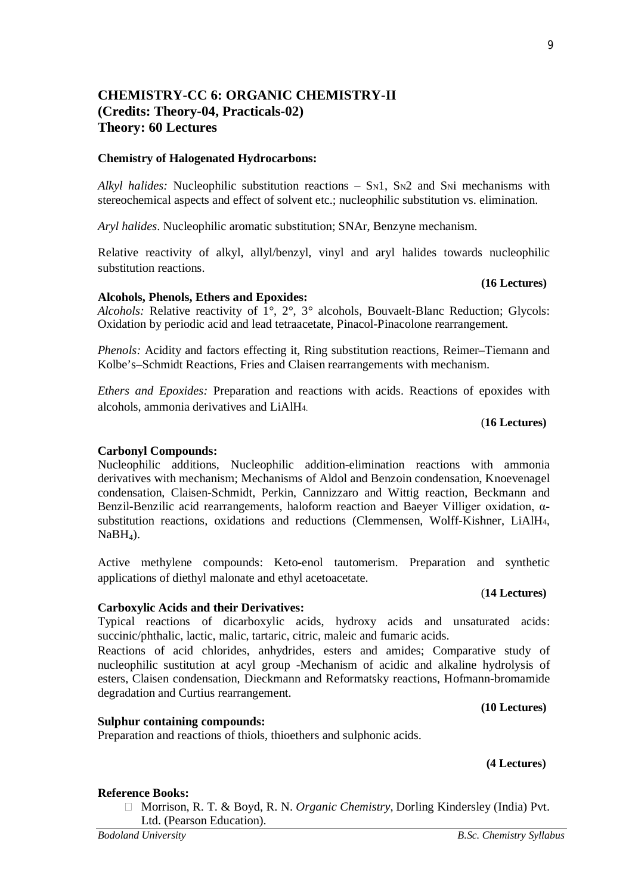## CHEMISTRY-CC 6: ORGANIC CHEMISTRY-II
**(Credits: Theory-04, Practicals-02)**
**Theory: 60 Lectures**

**Chemistry of Halogenated Hydrocarbons:**

*Alkyl halides:* Nucleophilic substitution reactions – $S_N1$, $S_N2$ and $S_Ni$ mechanisms with stereochemical aspects and effect of solvent etc.; nucleophilic substitution vs. elimination.

*Aryl halides*. Nucleophilic aromatic substitution; SNAr, Benzyne mechanism.

Relative reactivity of alkyl, allyl/benzyl, vinyl and aryl halides towards nucleophilic substitution reactions.

**(16 Lectures)**

**Alcohols, Phenols, Ethers and Epoxides:**

*Alcohols:* Relative reactivity of 1°, 2°, 3° alcohols, Bouvaelt-Blanc Reduction; Glycols: Oxidation by periodic acid and lead tetraacetate, Pinacol-Pinacolone rearrangement.

*Phenols:* Acidity and factors effecting it, Ring substitution reactions, Reimer–Tiemann and Kolbe's–Schmidt Reactions, Fries and Claisen rearrangements with mechanism.

*Ethers and Epoxides:* Preparation and reactions with acids. Reactions of epoxides with alcohols, ammonia derivatives and $LiAlH_4$.

(**16 Lectures)**

**Carbonyl Compounds:**

Nucleophilic additions, Nucleophilic addition-elimination reactions with ammonia derivatives with mechanism; Mechanisms of Aldol and Benzoin condensation, Knoevenagel condensation, Claisen-Schmidt, Perkin, Cannizzaro and Wittig reaction, Beckmann and Benzil-Benzilic acid rearrangements, haloform reaction and Baeyer Villiger oxidation, α-substitution reactions, oxidations and reductions (Clemmensen, Wolff-Kishner, $LiAlH_4$, $NaBH_4$).

Active methylene compounds: Keto-enol tautomerism. Preparation and synthetic applications of diethyl malonate and ethyl acetoacetate.

(**14 Lectures)**

**Carboxylic Acids and their Derivatives:**

Typical reactions of dicarboxylic acids, hydroxy acids and unsaturated acids: succinic/phthalic, lactic, malic, tartaric, citric, maleic and fumaric acids.

Reactions of acid chlorides, anhydrides, esters and amides; Comparative study of nucleophilic sustitution at acyl group -Mechanism of acidic and alkaline hydrolysis of esters, Claisen condensation, Dieckmann and Reformatsky reactions, Hofmann-bromamide degradation and Curtius rearrangement.

**(10 Lectures)**

**Sulphur containing compounds:**

Preparation and reactions of thiols, thioethers and sulphonic acids.

**(4 Lectures)**

**Reference Books:**

- Morrison, R. T. & Boyd, R. N. *Organic Chemistry*, Dorling Kindersley (India) Pvt. Ltd. (Pearson Education).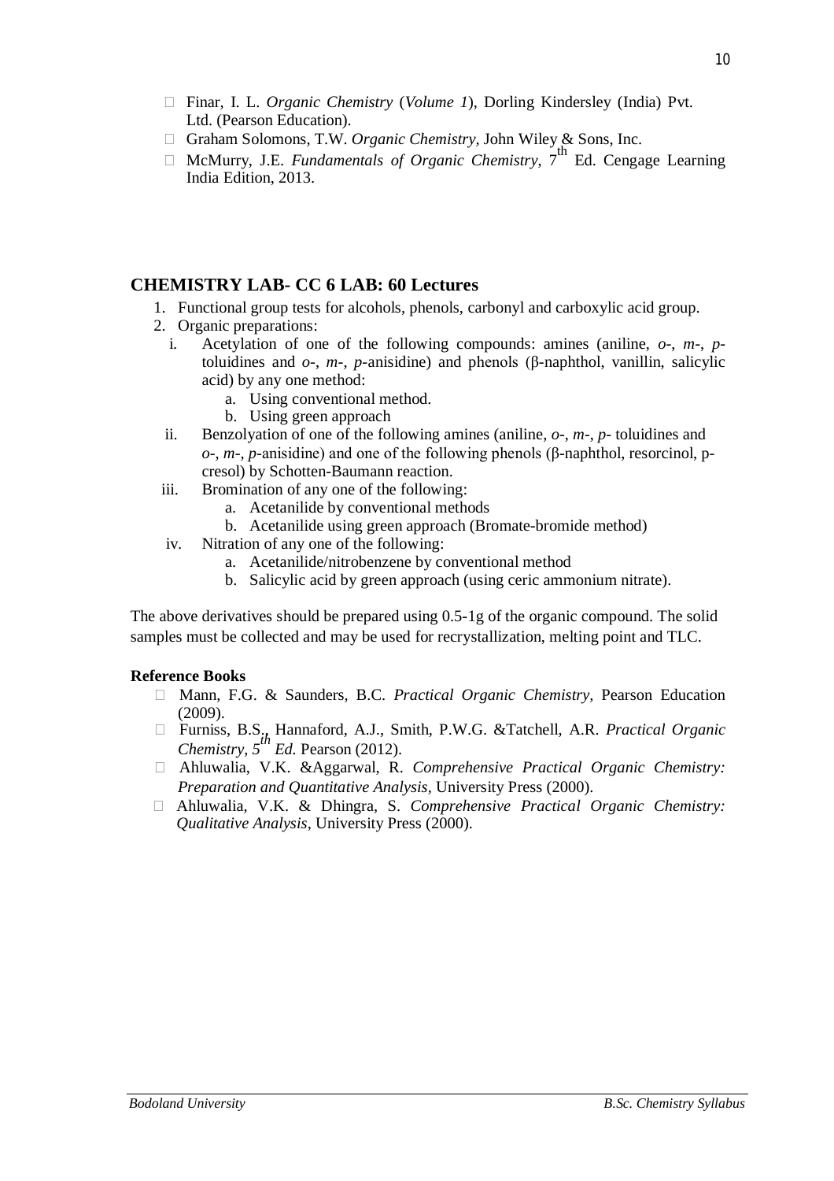- Finar, I. L. *Organic Chemistry* (*Volume 1*), Dorling Kindersley (India) Pvt. Ltd. (Pearson Education).
- Graham Solomons, T.W. *Organic Chemistry,* John Wiley & Sons, Inc.
- McMurry, J.E. *Fundamentals of Organic Chemistry,* 7th Ed. Cengage Learning India Edition, 2013.

## CHEMISTRY LAB- CC 6 LAB: 60 Lectures

1. Functional group tests for alcohols, phenols, carbonyl and carboxylic acid group.
2. Organic preparations:
   i. Acetylation of one of the following compounds: amines (aniline, *o*-, *m*-, *p*-toluidines and *o*-, *m*-, *p*-anisidine) and phenols (β-naphthol, vanillin, salicylic acid) by any one method:
      a. Using conventional method.
      b. Using green approach
   
   ii. Benzolyation of one of the following amines (aniline, *o*-, *m*-, *p*- toluidines and *o*-, *m*-, *p*-anisidine) and one of the following phenols (β-naphthol, resorcinol, p-cresol) by Schotten-Baumann reaction.
   
   iii. Bromination of any one of the following:
      a. Acetanilide by conventional methods
      b. Acetanilide using green approach (Bromate-bromide method)
   
   iv. Nitration of any one of the following:
      a. Acetanilide/nitrobenzene by conventional method
      b. Salicylic acid by green approach (using ceric ammonium nitrate).

The above derivatives should be prepared using 0.5-1g of the organic compound. The solid samples must be collected and may be used for recrystallization, melting point and TLC.

**Reference Books**

- Mann, F.G. & Saunders, B.C. *Practical Organic Chemistry,* Pearson Education (2009).
- Furniss, B.S., Hannaford, A.J., Smith, P.W.G. &Tatchell, A.R. *Practical Organic Chemistry, 5th Ed.* Pearson (2012).
- Ahluwalia, V.K. &Aggarwal, R. *Comprehensive Practical Organic Chemistry: Preparation and Quantitative Analysis,* University Press (2000).
- Ahluwalia, V.K. & Dhingra, S. *Comprehensive Practical Organic Chemistry: Qualitative Analysis,* University Press (2000).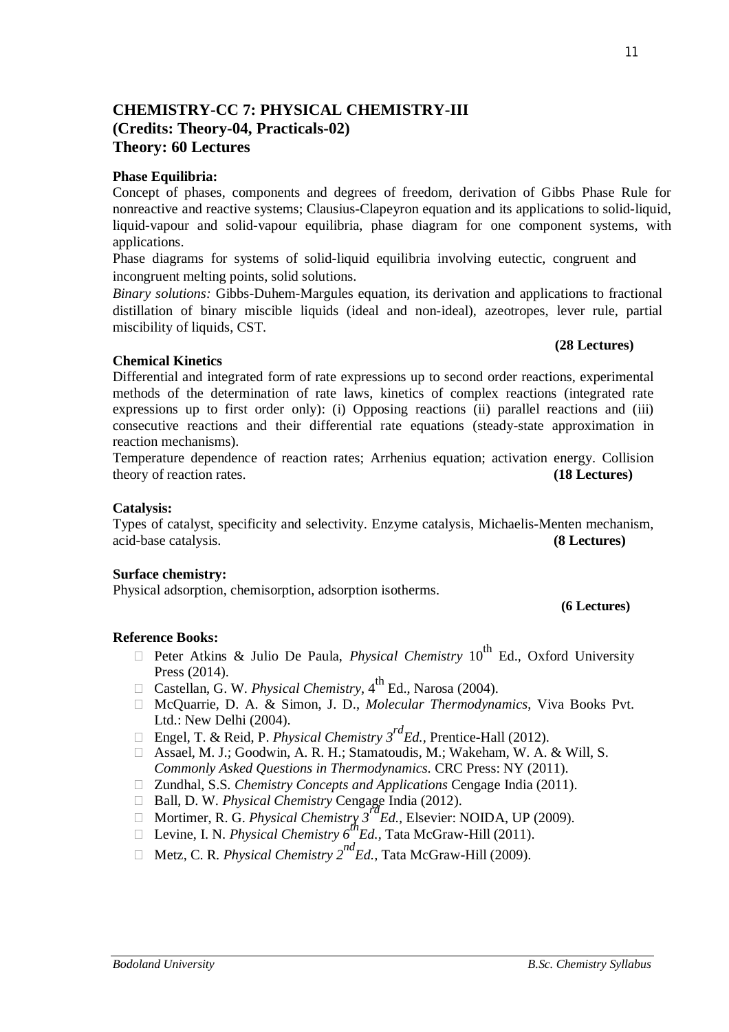## CHEMISTRY-CC 7: PHYSICAL CHEMISTRY-III
**(Credits: Theory-04, Practicals-02)**
**Theory: 60 Lectures**

**Phase Equilibria:**

Concept of phases, components and degrees of freedom, derivation of Gibbs Phase Rule for nonreactive and reactive systems; Clausius-Clapeyron equation and its applications to solid-liquid, liquid-vapour and solid-vapour equilibria, phase diagram for one component systems, with applications.

Phase diagrams for systems of solid-liquid equilibria involving eutectic, congruent and incongruent melting points, solid solutions.

*Binary solutions:* Gibbs-Duhem-Margules equation, its derivation and applications to fractional distillation of binary miscible liquids (ideal and non-ideal), azeotropes, lever rule, partial miscibility of liquids, CST.

**(28 Lectures)**

**Chemical Kinetics**

Differential and integrated form of rate expressions up to second order reactions, experimental methods of the determination of rate laws, kinetics of complex reactions (integrated rate expressions up to first order only): (i) Opposing reactions (ii) parallel reactions and (iii) consecutive reactions and their differential rate equations (steady-state approximation in reaction mechanisms).

Temperature dependence of reaction rates; Arrhenius equation; activation energy. Collision theory of reaction rates. **(18 Lectures)**

**Catalysis:**

Types of catalyst, specificity and selectivity. Enzyme catalysis, Michaelis-Menten mechanism, acid-base catalysis. **(8 Lectures)**

**Surface chemistry:**

Physical adsorption, chemisorption, adsorption isotherms.

**(6 Lectures)**

**Reference Books:**

- Peter Atkins & Julio De Paula, *Physical Chemistry* 10th Ed., Oxford University Press (2014).
- Castellan, G. W. *Physical Chemistry*, 4th Ed., Narosa (2004).
- McQuarrie, D. A. & Simon, J. D., *Molecular Thermodynamics*, Viva Books Pvt. Ltd.: New Delhi (2004).
- Engel, T. & Reid, P. *Physical Chemistry 3rd Ed.*, Prentice-Hall (2012).
- Assael, M. J.; Goodwin, A. R. H.; Stamatoudis, M.; Wakeham, W. A. & Will, S. *Commonly Asked Questions in Thermodynamics.* CRC Press: NY (2011).
- Zundhal, S.S. *Chemistry Concepts and Applications* Cengage India (2011).
- Ball, D. W. *Physical Chemistry* Cengage India (2012).
- Mortimer, R. G. *Physical Chemistry 3rd Ed.*, Elsevier: NOIDA, UP (2009).
- Levine, I. N. *Physical Chemistry 6th Ed.*, Tata McGraw-Hill (2011).
- Metz, C. R. *Physical Chemistry 2nd Ed.*, Tata McGraw-Hill (2009).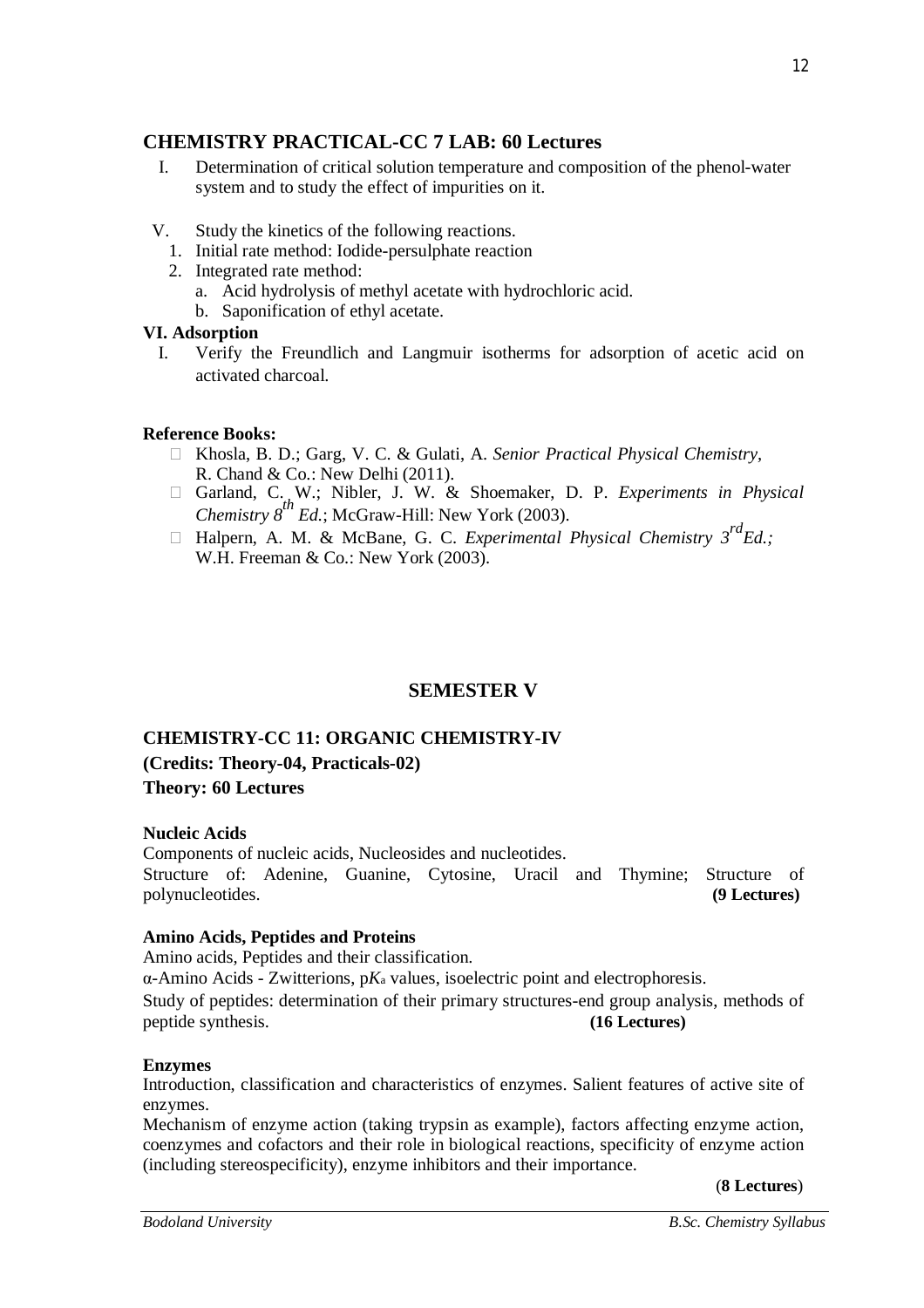## CHEMISTRY PRACTICAL-CC 7 LAB: 60 Lectures

I. Determination of critical solution temperature and composition of the phenol-water system and to study the effect of impurities on it.

V. Study the kinetics of the following reactions.
   1. Initial rate method: Iodide-persulphate reaction
   2. Integrated rate method:
      a. Acid hydrolysis of methyl acetate with hydrochloric acid.
      b. Saponification of ethyl acetate.

**VI. Adsorption**

I. Verify the Freundlich and Langmuir isotherms for adsorption of acetic acid on activated charcoal.

**Reference Books:**

- Khosla, B. D.; Garg, V. C. & Gulati, A. *Senior Practical Physical Chemistry*, R. Chand & Co.: New Delhi (2011).
- Garland, C. W.; Nibler, J. W. & Shoemaker, D. P. *Experiments in Physical Chemistry 8th Ed.*; McGraw-Hill: New York (2003).
- Halpern, A. M. & McBane, G. C. *Experimental Physical Chemistry 3rd Ed.;* W.H. Freeman & Co.: New York (2003).

# SEMESTER V

## CHEMISTRY-CC 11: ORGANIC CHEMISTRY-IV

**(Credits: Theory-04, Practicals-02)**

**Theory: 60 Lectures**

**Nucleic Acids**

Components of nucleic acids, Nucleosides and nucleotides.

Structure of: Adenine, Guanine, Cytosine, Uracil and Thymine; Structure of polynucleotides. **(9 Lectures)**

**Amino Acids, Peptides and Proteins**

Amino acids, Peptides and their classification.

α-Amino Acids - Zwitterions, p$K_a$ values, isoelectric point and electrophoresis.

Study of peptides: determination of their primary structures-end group analysis, methods of peptide synthesis. **(16 Lectures)**

**Enzymes**

Introduction, classification and characteristics of enzymes. Salient features of active site of enzymes.

Mechanism of enzyme action (taking trypsin as example), factors affecting enzyme action, coenzymes and cofactors and their role in biological reactions, specificity of enzyme action (including stereospecificity), enzyme inhibitors and their importance.

(**8 Lectures**)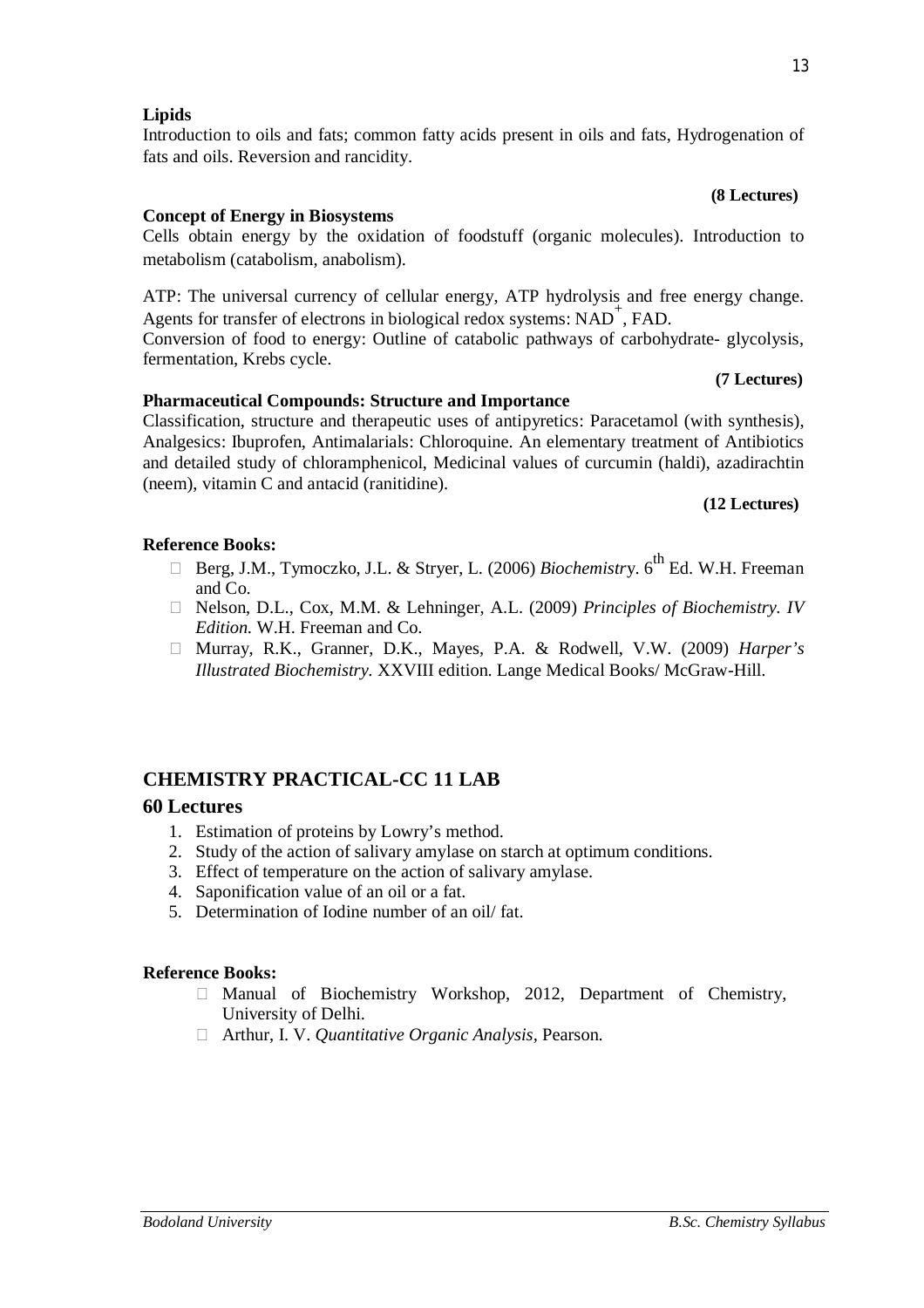**Lipids**

Introduction to oils and fats; common fatty acids present in oils and fats, Hydrogenation of fats and oils. Reversion and rancidity.

**(8 Lectures)**

**Concept of Energy in Biosystems**

Cells obtain energy by the oxidation of foodstuff (organic molecules). Introduction to metabolism (catabolism, anabolism).

ATP: The universal currency of cellular energy, ATP hydrolysis and free energy change. Agents for transfer of electrons in biological redox systems: $NAD^+$, FAD.

Conversion of food to energy: Outline of catabolic pathways of carbohydrate- glycolysis, fermentation, Krebs cycle.

**(7 Lectures)**

**Pharmaceutical Compounds: Structure and Importance**

Classification, structure and therapeutic uses of antipyretics: Paracetamol (with synthesis), Analgesics: Ibuprofen, Antimalarials: Chloroquine. An elementary treatment of Antibiotics and detailed study of chloramphenicol, Medicinal values of curcumin (haldi), azadirachtin (neem), vitamin C and antacid (ranitidine).

**(12 Lectures)**

**Reference Books:**

- Berg, J.M., Tymoczko, J.L. & Stryer, L. (2006) *Biochemistry*. 6th Ed. W.H. Freeman and Co.
- Nelson, D.L., Cox, M.M. & Lehninger, A.L. (2009) *Principles of Biochemistry. IV Edition.* W.H. Freeman and Co.
- Murray, R.K., Granner, D.K., Mayes, P.A. & Rodwell, V.W. (2009) *Harper's Illustrated Biochemistry.* XXVIII edition. Lange Medical Books/ McGraw-Hill.

## CHEMISTRY PRACTICAL-CC 11 LAB

### 60 Lectures

1. Estimation of proteins by Lowry's method.
2. Study of the action of salivary amylase on starch at optimum conditions.
3. Effect of temperature on the action of salivary amylase.
4. Saponification value of an oil or a fat.
5. Determination of Iodine number of an oil/ fat.

**Reference Books:**

- Manual of Biochemistry Workshop, 2012, Department of Chemistry, University of Delhi.
- Arthur, I. V. *Quantitative Organic Analysis*, Pearson.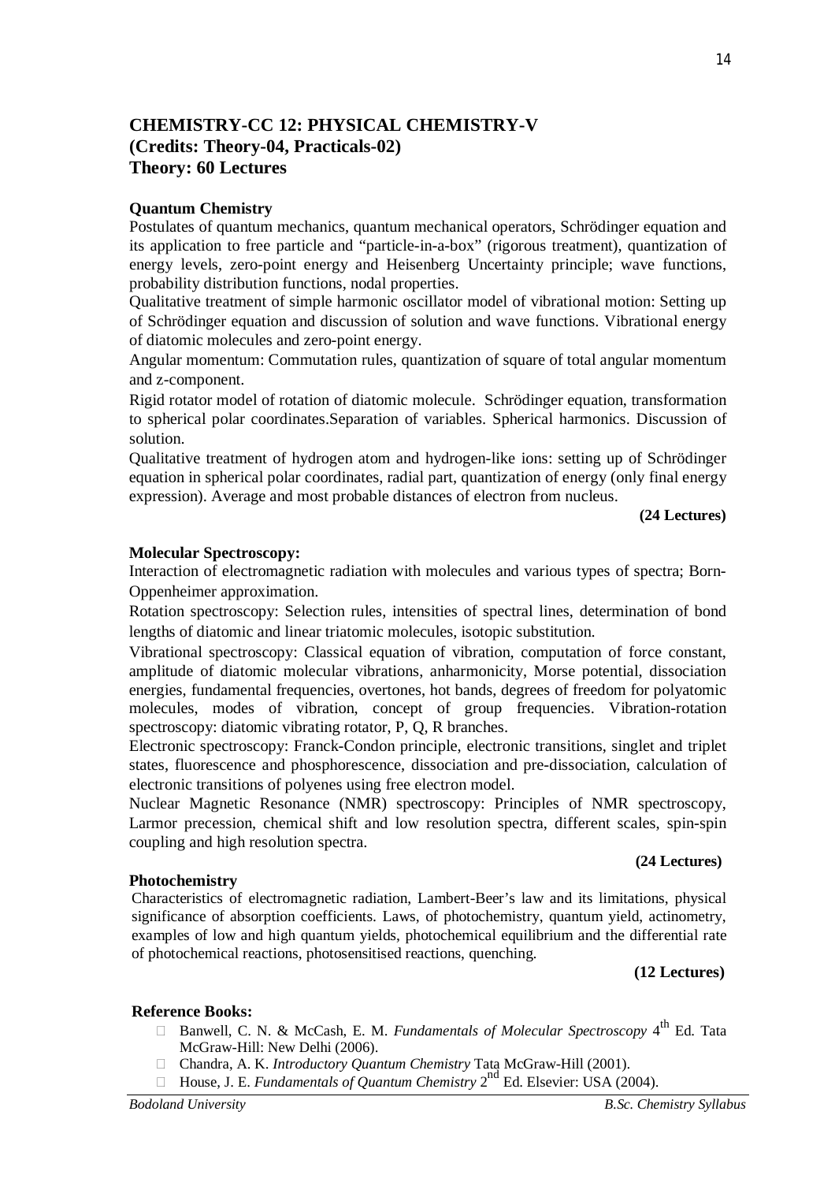## CHEMISTRY-CC 12: PHYSICAL CHEMISTRY-V
## (Credits: Theory-04, Practicals-02)
## Theory: 60 Lectures

**Quantum Chemistry**

Postulates of quantum mechanics, quantum mechanical operators, Schrödinger equation and its application to free particle and "particle-in-a-box" (rigorous treatment), quantization of energy levels, zero-point energy and Heisenberg Uncertainty principle; wave functions, probability distribution functions, nodal properties.

Qualitative treatment of simple harmonic oscillator model of vibrational motion: Setting up of Schrödinger equation and discussion of solution and wave functions. Vibrational energy of diatomic molecules and zero-point energy.

Angular momentum: Commutation rules, quantization of square of total angular momentum and z-component.

Rigid rotator model of rotation of diatomic molecule. Schrödinger equation, transformation to spherical polar coordinates.Separation of variables. Spherical harmonics. Discussion of solution.

Qualitative treatment of hydrogen atom and hydrogen-like ions: setting up of Schrödinger equation in spherical polar coordinates, radial part, quantization of energy (only final energy expression). Average and most probable distances of electron from nucleus.

**(24 Lectures)**

**Molecular Spectroscopy:**

Interaction of electromagnetic radiation with molecules and various types of spectra; Born-Oppenheimer approximation.

Rotation spectroscopy: Selection rules, intensities of spectral lines, determination of bond lengths of diatomic and linear triatomic molecules, isotopic substitution.

Vibrational spectroscopy: Classical equation of vibration, computation of force constant, amplitude of diatomic molecular vibrations, anharmonicity, Morse potential, dissociation energies, fundamental frequencies, overtones, hot bands, degrees of freedom for polyatomic molecules, modes of vibration, concept of group frequencies. Vibration-rotation spectroscopy: diatomic vibrating rotator, P, Q, R branches.

Electronic spectroscopy: Franck-Condon principle, electronic transitions, singlet and triplet states, fluorescence and phosphorescence, dissociation and pre-dissociation, calculation of electronic transitions of polyenes using free electron model.

Nuclear Magnetic Resonance (NMR) spectroscopy: Principles of NMR spectroscopy, Larmor precession, chemical shift and low resolution spectra, different scales, spin-spin coupling and high resolution spectra.

**(24 Lectures)**

**Photochemistry**

Characteristics of electromagnetic radiation, Lambert-Beer's law and its limitations, physical significance of absorption coefficients. Laws, of photochemistry, quantum yield, actinometry, examples of low and high quantum yields, photochemical equilibrium and the differential rate of photochemical reactions, photosensitised reactions, quenching.

**(12 Lectures)**

**Reference Books:**

- Banwell, C. N. & McCash, E. M. *Fundamentals of Molecular Spectroscopy* 4th Ed. Tata McGraw-Hill: New Delhi (2006).
- Chandra, A. K. *Introductory Quantum Chemistry* Tata McGraw-Hill (2001).
- House, J. E. *Fundamentals of Quantum Chemistry* 2nd Ed. Elsevier: USA (2004).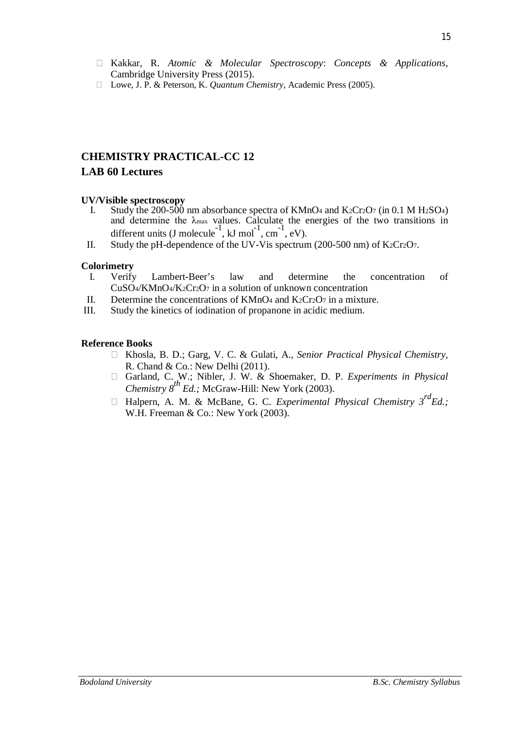- Kakkar, R. *Atomic & Molecular Spectroscopy*: *Concepts & Applications*, Cambridge University Press (2015).
- Lowe, J. P. & Peterson, K. *Quantum Chemistry*, Academic Press (2005).

## CHEMISTRY PRACTICAL-CC 12

## LAB 60 Lectures

**UV/Visible spectroscopy**

I. Study the 200-500 nm absorbance spectra of $KMnO_4$ and $K_2Cr_2O_7$ (in 0.1 M $H_2SO_4$) and determine the $\lambda_{max}$ values. Calculate the energies of the two transitions in different units (J molecule$^{-1}$, kJ mol$^{-1}$, cm$^{-1}$, eV).

II. Study the pH-dependence of the UV-Vis spectrum (200-500 nm) of $K_2Cr_2O_7$.

**Colorimetry**

I. Verify Lambert-Beer's law and determine the concentration of $CuSO_4$/$KMnO_4$/$K_2Cr_2O_7$ in a solution of unknown concentration

II. Determine the concentrations of $KMnO_4$ and $K_2Cr_2O_7$ in a mixture.

III. Study the kinetics of iodination of propanone in acidic medium.

**Reference Books**

- Khosla, B. D.; Garg, V. C. & Gulati, A., *Senior Practical Physical Chemistry*, R. Chand & Co.: New Delhi (2011).
- Garland, C. W.; Nibler, J. W. & Shoemaker, D. P. *Experiments in Physical Chemistry 8th Ed.;* McGraw-Hill: New York (2003).
- Halpern, A. M. & McBane, G. C. *Experimental Physical Chemistry 3rd Ed.;* W.H. Freeman & Co.: New York (2003).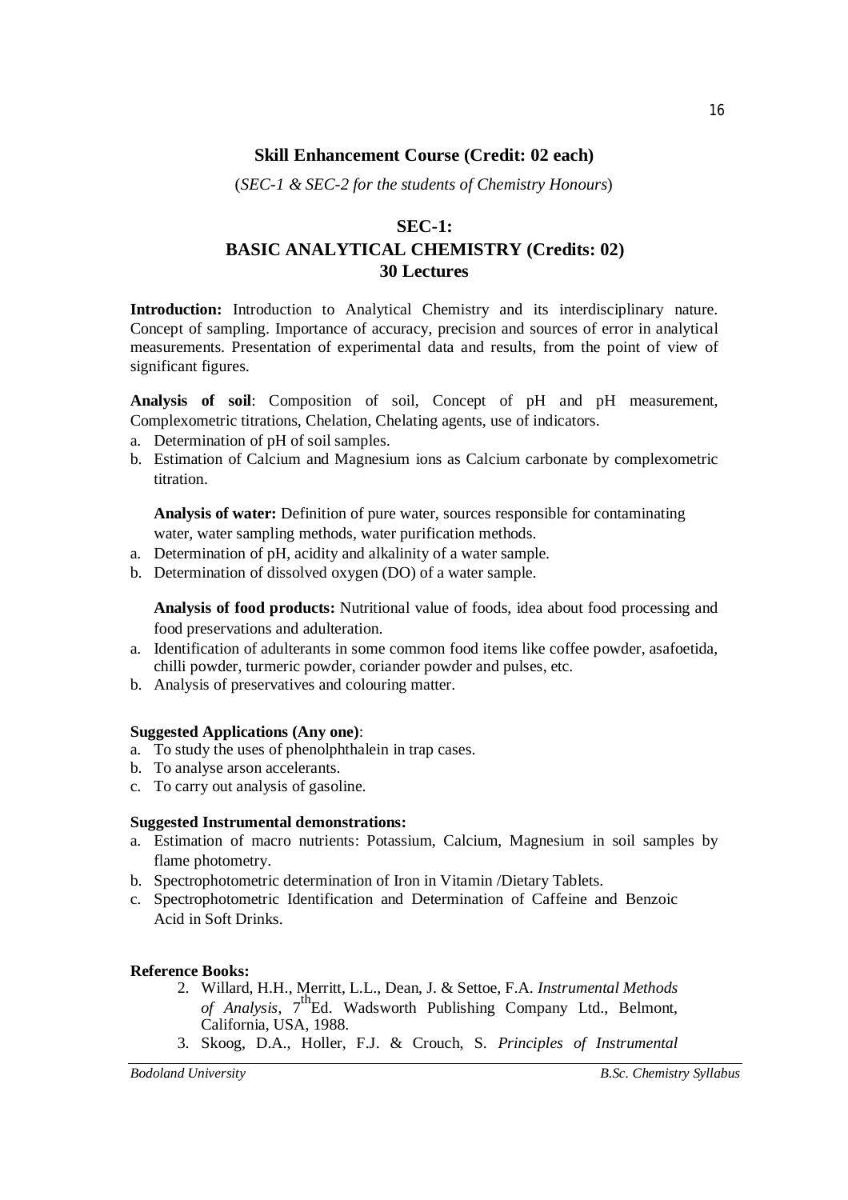## Skill Enhancement Course (Credit: 02 each)

(*SEC-1 & SEC-2 for the students of Chemistry Honours*)

## SEC-1:
## BASIC ANALYTICAL CHEMISTRY (Credits: 02)
## 30 Lectures

**Introduction:** Introduction to Analytical Chemistry and its interdisciplinary nature. Concept of sampling. Importance of accuracy, precision and sources of error in analytical measurements. Presentation of experimental data and results, from the point of view of significant figures.

**Analysis of soil**: Composition of soil, Concept of pH and pH measurement, Complexometric titrations, Chelation, Chelating agents, use of indicators.

a. Determination of pH of soil samples.
b. Estimation of Calcium and Magnesium ions as Calcium carbonate by complexometric titration.

**Analysis of water:** Definition of pure water, sources responsible for contaminating water, water sampling methods, water purification methods.

a. Determination of pH, acidity and alkalinity of a water sample.
b. Determination of dissolved oxygen (DO) of a water sample.

**Analysis of food products:** Nutritional value of foods, idea about food processing and food preservations and adulteration.

a. Identification of adulterants in some common food items like coffee powder, asafoetida, chilli powder, turmeric powder, coriander powder and pulses, etc.
b. Analysis of preservatives and colouring matter.

**Suggested Applications (Any one)**:

a. To study the uses of phenolphthalein in trap cases.
b. To analyse arson accelerants.
c. To carry out analysis of gasoline.

**Suggested Instrumental demonstrations:**

a. Estimation of macro nutrients: Potassium, Calcium, Magnesium in soil samples by flame photometry.
b. Spectrophotometric determination of Iron in Vitamin /Dietary Tablets.
c. Spectrophotometric Identification and Determination of Caffeine and Benzoic Acid in Soft Drinks.

**Reference Books:**

2. Willard, H.H., Merritt, L.L., Dean, J. & Settoe, F.A. *Instrumental Methods of Analysis*, 7$^{th}$Ed. Wadsworth Publishing Company Ltd., Belmont, California, USA, 1988.
3. Skoog, D.A., Holler, F.J. & Crouch, S. *Principles of Instrumental*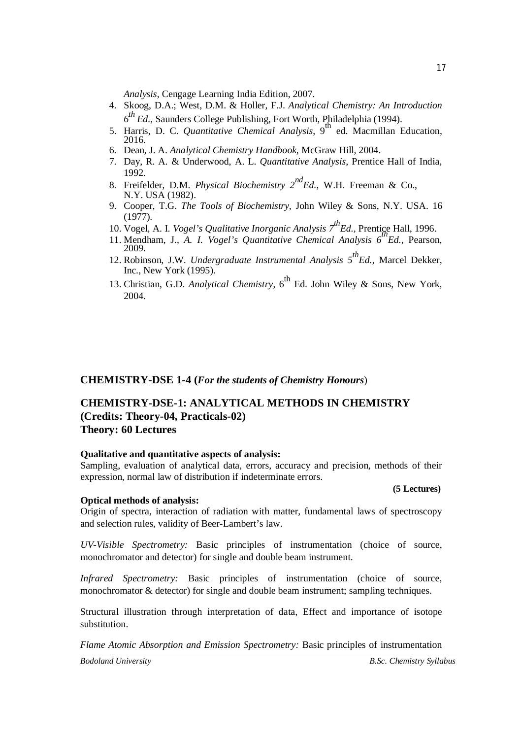*Analysis*, Cengage Learning India Edition, 2007.

4. Skoog, D.A.; West, D.M. & Holler, F.J. *Analytical Chemistry: An Introduction $6^{th}$ Ed.*, Saunders College Publishing, Fort Worth, Philadelphia (1994).
5. Harris, D. C. *Quantitative Chemical Analysis*, $9^{th}$ ed. Macmillan Education, 2016.
6. Dean, J. A. *Analytical Chemistry Handbook*, McGraw Hill, 2004.
7. Day, R. A. & Underwood, A. L. *Quantitative Analysis*, Prentice Hall of India, 1992.
8. Freifelder, D.M. *Physical Biochemistry $2^{nd}$Ed.*, W.H. Freeman & Co., N.Y. USA (1982).
9. Cooper, T.G. *The Tools of Biochemistry*, John Wiley & Sons, N.Y. USA. 16 (1977).
10. Vogel, A. I. *Vogel's Qualitative Inorganic Analysis $7^{th}$Ed.*, Prentice Hall, 1996.
11. Mendham, J., *A. I. Vogel's Quantitative Chemical Analysis $6^{th}$Ed.*, Pearson, 2009.
12. Robinson, J.W. *Undergraduate Instrumental Analysis $5^{th}$Ed.*, Marcel Dekker, Inc., New York (1995).
13. Christian, G.D. *Analytical Chemistry*, $6^{th}$ Ed. John Wiley & Sons, New York, 2004.

## CHEMISTRY-DSE 1-4 (*For the students of Chemistry Honours*)

## CHEMISTRY-DSE-1: ANALYTICAL METHODS IN CHEMISTRY
**(Credits: Theory-04, Practicals-02)**
**Theory: 60 Lectures**

**Qualitative and quantitative aspects of analysis:**
Sampling, evaluation of analytical data, errors, accuracy and precision, methods of their expression, normal law of distribution if indeterminate errors.

**(5 Lectures)**

**Optical methods of analysis:**
Origin of spectra, interaction of radiation with matter, fundamental laws of spectroscopy and selection rules, validity of Beer-Lambert's law.

*UV-Visible Spectrometry:* Basic principles of instrumentation (choice of source, monochromator and detector) for single and double beam instrument.

*Infrared Spectrometry:* Basic principles of instrumentation (choice of source, monochromator & detector) for single and double beam instrument; sampling techniques.

Structural illustration through interpretation of data, Effect and importance of isotope substitution.

*Flame Atomic Absorption and Emission Spectrometry:* Basic principles of instrumentation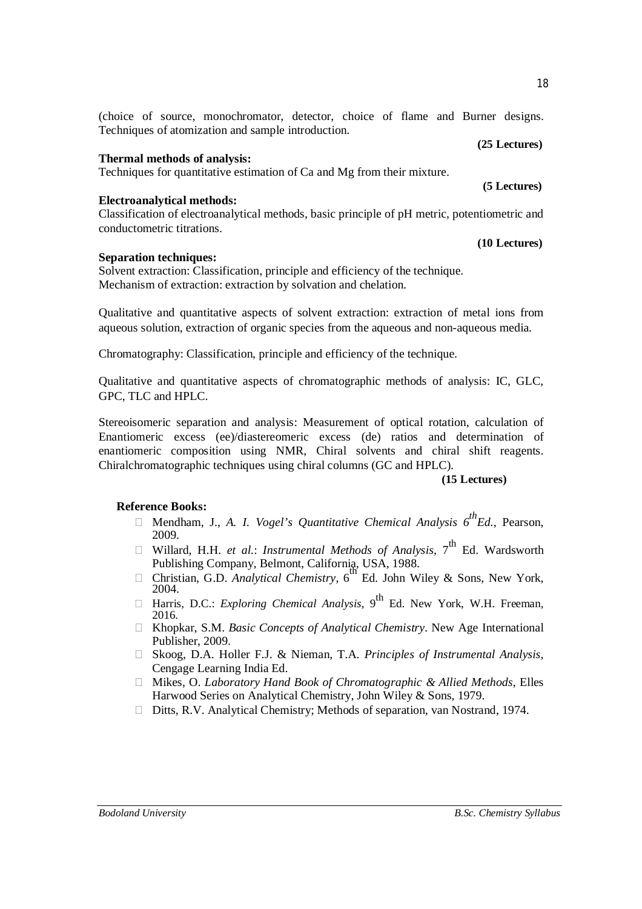(choice of source, monochromator, detector, choice of flame and Burner designs. Techniques of atomization and sample introduction.

**(25 Lectures)**

**Thermal methods of analysis:**

Techniques for quantitative estimation of Ca and Mg from their mixture.

**(5 Lectures)**

**Electroanalytical methods:**

Classification of electroanalytical methods, basic principle of pH metric, potentiometric and conductometric titrations.

**(10 Lectures)**

**Separation techniques:**

Solvent extraction: Classification, principle and efficiency of the technique.
Mechanism of extraction: extraction by solvation and chelation.

Qualitative and quantitative aspects of solvent extraction: extraction of metal ions from aqueous solution, extraction of organic species from the aqueous and non-aqueous media.

Chromatography: Classification, principle and efficiency of the technique.

Qualitative and quantitative aspects of chromatographic methods of analysis: IC, GLC, GPC, TLC and HPLC.

Stereoisomeric separation and analysis: Measurement of optical rotation, calculation of Enantiomeric excess (ee)/diastereomeric excess (de) ratios and determination of enantiomeric composition using NMR, Chiral solvents and chiral shift reagents. Chiralchromatographic techniques using chiral columns (GC and HPLC).

**(15 Lectures)**

**Reference Books:**

- Mendham, J., *A. I. Vogel's Quantitative Chemical Analysis 6$^{th}$Ed.*, Pearson, 2009.
- Willard, H.H. *et al.*: *Instrumental Methods of Analysis*, 7$^{th}$ Ed. Wardsworth Publishing Company, Belmont, California, USA, 1988.
- Christian, G.D. *Analytical Chemistry*, 6$^{th}$ Ed. John Wiley & Sons, New York, 2004.
- Harris, D.C.: *Exploring Chemical Analysis*, 9$^{th}$ Ed. New York, W.H. Freeman, 2016.
- Khopkar, S.M. *Basic Concepts of Analytical Chemistry*. New Age International Publisher, 2009.
- Skoog, D.A. Holler F.J. & Nieman, T.A. *Principles of Instrumental Analysis*, Cengage Learning India Ed.
- Mikes, O. *Laboratory Hand Book of Chromatographic & Allied Methods*, Elles Harwood Series on Analytical Chemistry, John Wiley & Sons, 1979.
- Ditts, R.V. Analytical Chemistry; Methods of separation, van Nostrand, 1974.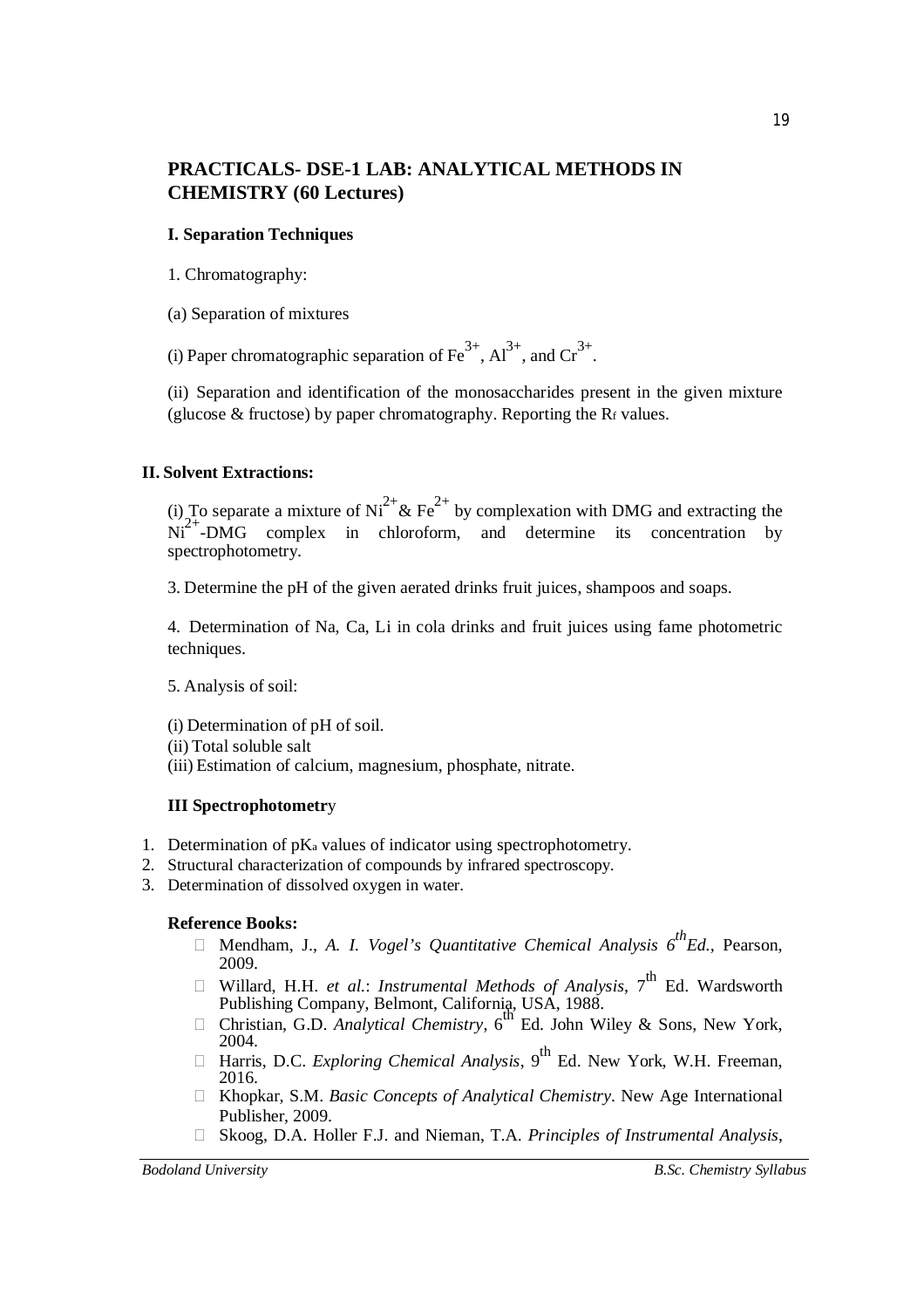## PRACTICALS- DSE-1 LAB: ANALYTICAL METHODS IN CHEMISTRY (60 Lectures)

**I. Separation Techniques**

1. Chromatography:

(a) Separation of mixtures

(i) Paper chromatographic separation of $Fe^{3+}$, $Al^{3+}$, and $Cr^{3+}$.

(ii) Separation and identification of the monosaccharides present in the given mixture (glucose & fructose) by paper chromatography. Reporting the $R_f$ values.

**II. Solvent Extractions:**

(i) To separate a mixture of $Ni^{2+}$ & $Fe^{2+}$ by complexation with DMG and extracting the $Ni^{2+}$-DMG complex in chloroform, and determine its concentration by spectrophotometry.

3. Determine the pH of the given aerated drinks fruit juices, shampoos and soaps.

4. Determination of Na, Ca, Li in cola drinks and fruit juices using fame photometric techniques.

5. Analysis of soil:

(i) Determination of pH of soil.
(ii) Total soluble salt
(iii) Estimation of calcium, magnesium, phosphate, nitrate.

**III Spectrophotometr**y

1. Determination of $pK_a$ values of indicator using spectrophotometry.
2. Structural characterization of compounds by infrared spectroscopy.
3. Determination of dissolved oxygen in water.

**Reference Books:**

- Mendham, J., *A. I. Vogel's Quantitative Chemical Analysis 6th Ed.*, Pearson, 2009.
- Willard, H.H. *et al.*: *Instrumental Methods of Analysis*, 7th Ed. Wardsworth Publishing Company, Belmont, California, USA, 1988.
- Christian, G.D. *Analytical Chemistry*, 6th Ed. John Wiley & Sons, New York, 2004.
- Harris, D.C. *Exploring Chemical Analysis*, 9th Ed. New York, W.H. Freeman, 2016.
- Khopkar, S.M. *Basic Concepts of Analytical Chemistry*. New Age International Publisher, 2009.
- Skoog, D.A. Holler F.J. and Nieman, T.A. *Principles of Instrumental Analysis*,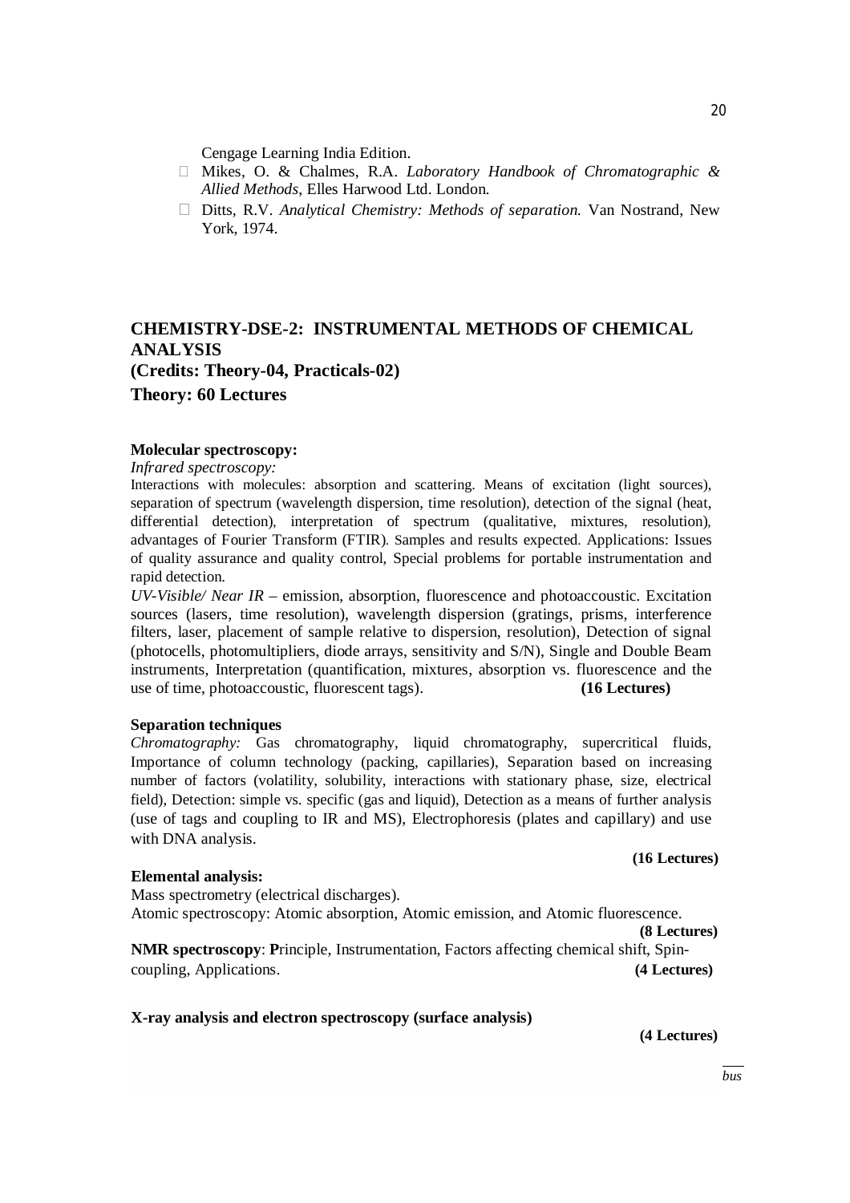Cengage Learning India Edition.

- Mikes, O. & Chalmes, R.A. *Laboratory Handbook of Chromatographic & Allied Methods*, Elles Harwood Ltd. London.
- Ditts, R.V. *Analytical Chemistry: Methods of separation.* Van Nostrand, New York, 1974.

## CHEMISTRY-DSE-2: INSTRUMENTAL METHODS OF CHEMICAL ANALYSIS

**(Credits: Theory-04, Practicals-02)**

**Theory: 60 Lectures**

**Molecular spectroscopy:**

*Infrared spectroscopy:*

Interactions with molecules: absorption and scattering. Means of excitation (light sources), separation of spectrum (wavelength dispersion, time resolution), detection of the signal (heat, differential detection), interpretation of spectrum (qualitative, mixtures, resolution), advantages of Fourier Transform (FTIR). Samples and results expected. Applications: Issues of quality assurance and quality control, Special problems for portable instrumentation and rapid detection.

*UV-Visible/ Near IR* – emission, absorption, fluorescence and photoaccoustic. Excitation sources (lasers, time resolution), wavelength dispersion (gratings, prisms, interference filters, laser, placement of sample relative to dispersion, resolution), Detection of signal (photocells, photomultipliers, diode arrays, sensitivity and S/N), Single and Double Beam instruments, Interpretation (quantification, mixtures, absorption vs. fluorescence and the use of time, photoaccoustic, fluorescent tags). **(16 Lectures)**

**Separation techniques**

*Chromatography:* Gas chromatography, liquid chromatography, supercritical fluids, Importance of column technology (packing, capillaries), Separation based on increasing number of factors (volatility, solubility, interactions with stationary phase, size, electrical field), Detection: simple vs. specific (gas and liquid), Detection as a means of further analysis (use of tags and coupling to IR and MS), Electrophoresis (plates and capillary) and use with DNA analysis.

**(16 Lectures)**

**Elemental analysis:**

Mass spectrometry (electrical discharges).

Atomic spectroscopy: Atomic absorption, Atomic emission, and Atomic fluorescence.

**(8 Lectures)**

**NMR spectroscopy**: **P**rinciple, Instrumentation, Factors affecting chemical shift, Spin-coupling, Applications. **(4 Lectures)**

**X-ray analysis and electron spectroscopy (surface analysis)**

**(4 Lectures)**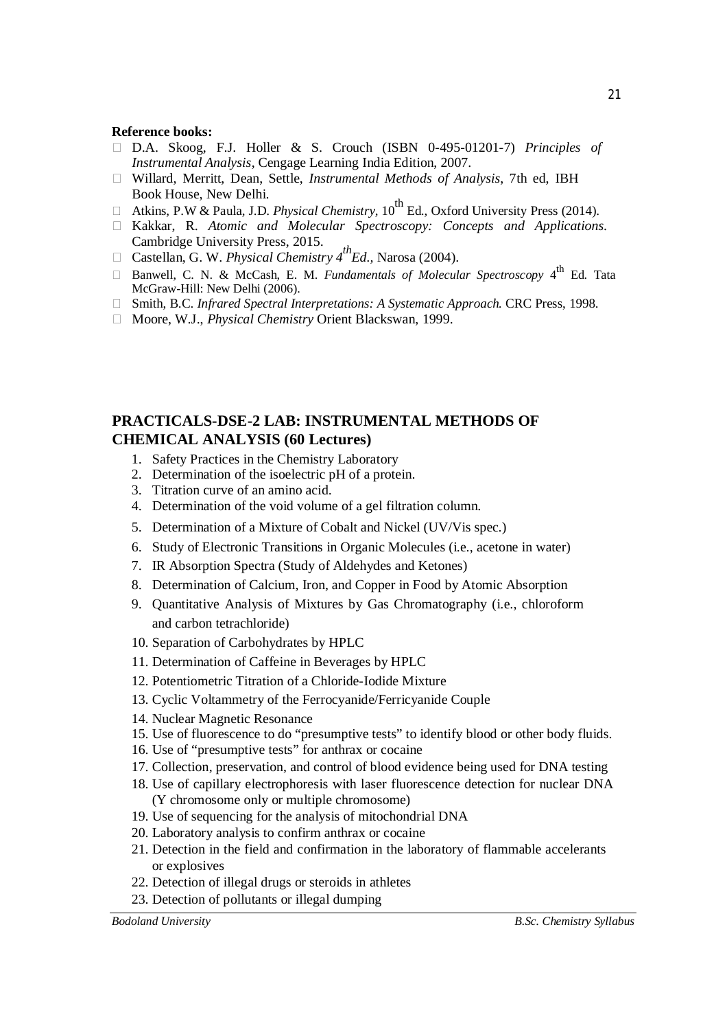**Reference books:**

- D.A. Skoog, F.J. Holler & S. Crouch (ISBN 0-495-01201-7) *Principles of Instrumental Analysis*, Cengage Learning India Edition, 2007.
- Willard, Merritt, Dean, Settle, *Instrumental Methods of Analysis*, 7th ed, IBH Book House, New Delhi.
- Atkins, P.W & Paula, J.D. *Physical Chemistry*, 10th Ed., Oxford University Press (2014).
- Kakkar, R. *Atomic and Molecular Spectroscopy: Concepts and Applications*. Cambridge University Press, 2015.
- Castellan, G. W. *Physical Chemistry 4thEd.*, Narosa (2004).
- Banwell, C. N. & McCash, E. M. *Fundamentals of Molecular Spectroscopy* 4th Ed. Tata McGraw-Hill: New Delhi (2006).
- Smith, B.C. *Infrared Spectral Interpretations: A Systematic Approach.* CRC Press, 1998.
- Moore, W.J., *Physical Chemistry* Orient Blackswan, 1999.

## PRACTICALS-DSE-2 LAB: INSTRUMENTAL METHODS OF CHEMICAL ANALYSIS (60 Lectures)

1. Safety Practices in the Chemistry Laboratory
2. Determination of the isoelectric pH of a protein.
3. Titration curve of an amino acid.
4. Determination of the void volume of a gel filtration column.
5. Determination of a Mixture of Cobalt and Nickel (UV/Vis spec.)
6. Study of Electronic Transitions in Organic Molecules (i.e., acetone in water)
7. IR Absorption Spectra (Study of Aldehydes and Ketones)
8. Determination of Calcium, Iron, and Copper in Food by Atomic Absorption
9. Quantitative Analysis of Mixtures by Gas Chromatography (i.e., chloroform and carbon tetrachloride)
10. Separation of Carbohydrates by HPLC
11. Determination of Caffeine in Beverages by HPLC
12. Potentiometric Titration of a Chloride-Iodide Mixture
13. Cyclic Voltammetry of the Ferrocyanide/Ferricyanide Couple
14. Nuclear Magnetic Resonance
15. Use of fluorescence to do "presumptive tests" to identify blood or other body fluids.
16. Use of "presumptive tests" for anthrax or cocaine
17. Collection, preservation, and control of blood evidence being used for DNA testing
18. Use of capillary electrophoresis with laser fluorescence detection for nuclear DNA (Y chromosome only or multiple chromosome)
19. Use of sequencing for the analysis of mitochondrial DNA
20. Laboratory analysis to confirm anthrax or cocaine
21. Detection in the field and confirmation in the laboratory of flammable accelerants or explosives
22. Detection of illegal drugs or steroids in athletes
23. Detection of pollutants or illegal dumping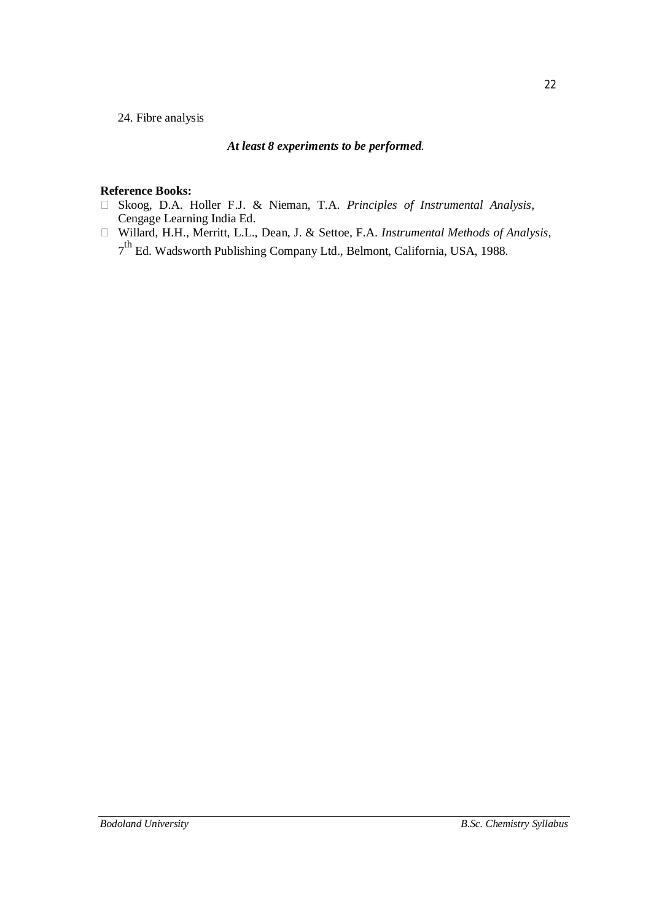24. Fibre analysis

***At least 8 experiments to be performed.***

**Reference Books:**

- Skoog, D.A. Holler F.J. & Nieman, T.A. *Principles of Instrumental Analysis*, Cengage Learning India Ed.
- Willard, H.H., Merritt, L.L., Dean, J. & Settoe, F.A. *Instrumental Methods of Analysis*, 7th Ed. Wadsworth Publishing Company Ltd., Belmont, California, USA, 1988.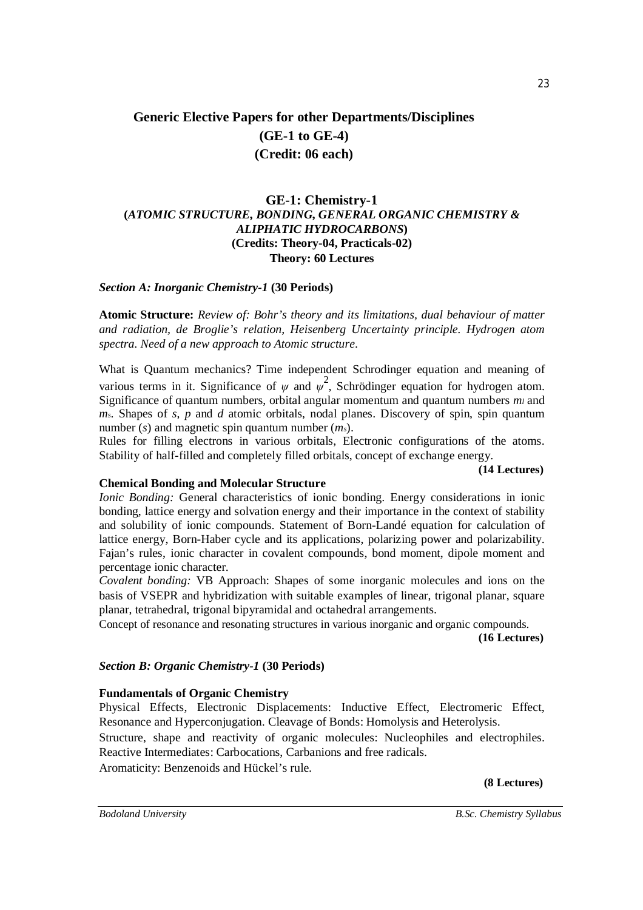# Generic Elective Papers for other Departments/Disciplines
## (GE-1 to GE-4)
## (Credit: 06 each)

## GE-1: Chemistry-1
### (*ATOMIC STRUCTURE, BONDING, GENERAL ORGANIC CHEMISTRY & ALIPHATIC HYDROCARBONS*)
**(Credits: Theory-04, Practicals-02)**

**Theory: 60 Lectures**

***Section A: Inorganic Chemistry-1* (30 Periods)**

**Atomic Structure:** *Review of: Bohr's theory and its limitations, dual behaviour of matter and radiation, de Broglie's relation, Heisenberg Uncertainty principle. Hydrogen atom spectra. Need of a new approach to Atomic structure.*

What is Quantum mechanics? Time independent Schrodinger equation and meaning of various terms in it. Significance of $\psi$ and $\psi^2$, Schrödinger equation for hydrogen atom. Significance of quantum numbers, orbital angular momentum and quantum numbers $m_l$ and $m_s$. Shapes of *s*, *p* and *d* atomic orbitals, nodal planes. Discovery of spin, spin quantum number (*s*) and magnetic spin quantum number ($m_s$).

Rules for filling electrons in various orbitals, Electronic configurations of the atoms. Stability of half-filled and completely filled orbitals, concept of exchange energy.

**(14 Lectures)**

**Chemical Bonding and Molecular Structure**

*Ionic Bonding:* General characteristics of ionic bonding. Energy considerations in ionic bonding, lattice energy and solvation energy and their importance in the context of stability and solubility of ionic compounds. Statement of Born-Landé equation for calculation of lattice energy, Born-Haber cycle and its applications, polarizing power and polarizability. Fajan's rules, ionic character in covalent compounds, bond moment, dipole moment and percentage ionic character.

*Covalent bonding:* VB Approach: Shapes of some inorganic molecules and ions on the basis of VSEPR and hybridization with suitable examples of linear, trigonal planar, square planar, tetrahedral, trigonal bipyramidal and octahedral arrangements.

Concept of resonance and resonating structures in various inorganic and organic compounds.

**(16 Lectures)**

***Section B: Organic Chemistry-1* (30 Periods)**

**Fundamentals of Organic Chemistry**

Physical Effects, Electronic Displacements: Inductive Effect, Electromeric Effect, Resonance and Hyperconjugation. Cleavage of Bonds: Homolysis and Heterolysis.

Structure, shape and reactivity of organic molecules: Nucleophiles and electrophiles. Reactive Intermediates: Carbocations, Carbanions and free radicals.

Aromaticity: Benzenoids and Hückel's rule.

**(8 Lectures)**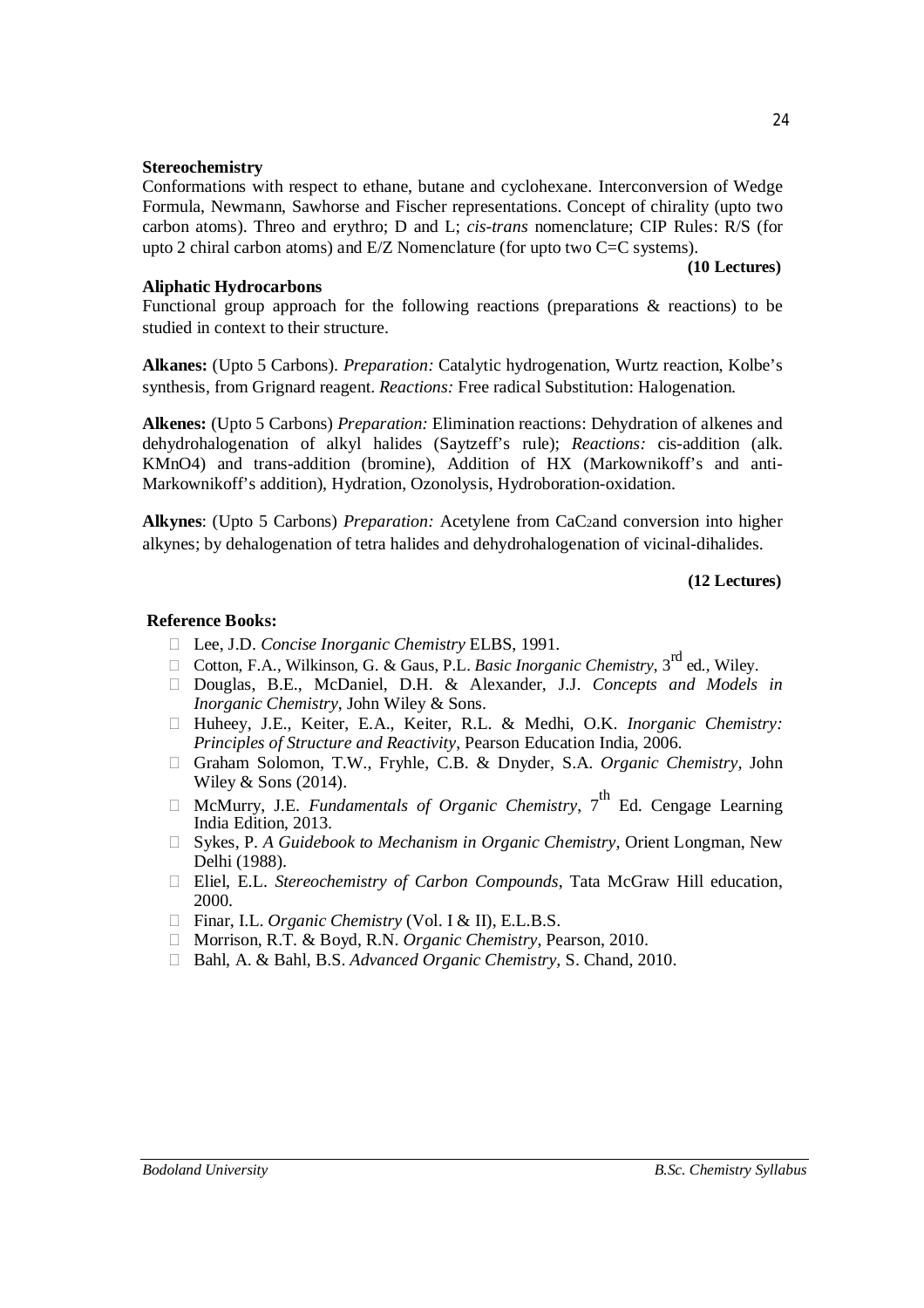**Stereochemistry**

Conformations with respect to ethane, butane and cyclohexane. Interconversion of Wedge Formula, Newmann, Sawhorse and Fischer representations. Concept of chirality (upto two carbon atoms). Threo and erythro; D and L; *cis-trans* nomenclature; CIP Rules: R/S (for upto 2 chiral carbon atoms) and E/Z Nomenclature (for upto two C=C systems).

**(10 Lectures)**

**Aliphatic Hydrocarbons**

Functional group approach for the following reactions (preparations & reactions) to be studied in context to their structure.

**Alkanes:** (Upto 5 Carbons). *Preparation:* Catalytic hydrogenation, Wurtz reaction, Kolbe's synthesis, from Grignard reagent. *Reactions:* Free radical Substitution: Halogenation.

**Alkenes:** (Upto 5 Carbons) *Preparation:* Elimination reactions: Dehydration of alkenes and dehydrohalogenation of alkyl halides (Saytzeff's rule); *Reactions:* cis-addition (alk. KMnO4) and trans-addition (bromine), Addition of HX (Markownikoff's and anti-Markownikoff's addition), Hydration, Ozonolysis, Hydroboration-oxidation.

**Alkynes**: (Upto 5 Carbons) *Preparation:* Acetylene from $CaC_2$and conversion into higher alkynes; by dehalogenation of tetra halides and dehydrohalogenation of vicinal-dihalides.

**(12 Lectures)**

**Reference Books:**

- Lee, J.D. *Concise Inorganic Chemistry* ELBS, 1991.
- Cotton, F.A., Wilkinson, G. & Gaus, P.L. *Basic Inorganic Chemistry*, 3rd ed., Wiley.
- Douglas, B.E., McDaniel, D.H. & Alexander, J.J. *Concepts and Models in Inorganic Chemistry*, John Wiley & Sons.
- Huheey, J.E., Keiter, E.A., Keiter, R.L. & Medhi, O.K. *Inorganic Chemistry: Principles of Structure and Reactivity*, Pearson Education India, 2006.
- Graham Solomon, T.W., Fryhle, C.B. & Dnyder, S.A. *Organic Chemistry*, John Wiley & Sons (2014).
- McMurry, J.E. *Fundamentals of Organic Chemistry*, 7th Ed. Cengage Learning India Edition, 2013.
- Sykes, P. *A Guidebook to Mechanism in Organic Chemistry*, Orient Longman, New Delhi (1988).
- Eliel, E.L. *Stereochemistry of Carbon Compounds*, Tata McGraw Hill education, 2000.
- Finar, I.L. *Organic Chemistry* (Vol. I & II), E.L.B.S.
- Morrison, R.T. & Boyd, R.N. *Organic Chemistry*, Pearson, 2010.
- Bahl, A. & Bahl, B.S. *Advanced Organic Chemistry*, S. Chand, 2010.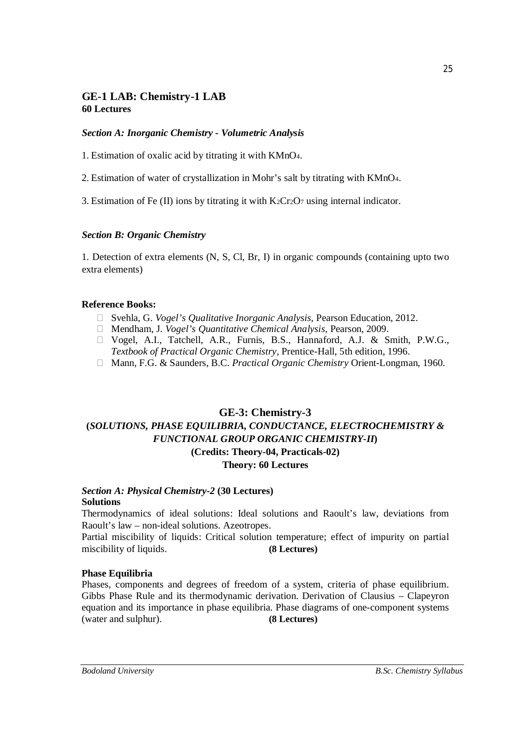## GE-1 LAB: Chemistry-1 LAB

**60 Lectures**

***Section A: Inorganic Chemistry - Volumetric Analysis***

1. Estimation of oxalic acid by titrating it with $KMnO_4$.

2. Estimation of water of crystallization in Mohr's salt by titrating with $KMnO_4$.

3. Estimation of Fe (II) ions by titrating it with $K_2Cr_2O_7$ using internal indicator.

***Section B: Organic Chemistry***

1. Detection of extra elements (N, S, Cl, Br, I) in organic compounds (containing upto two extra elements)

**Reference Books:**

- Svehla, G. *Vogel's Qualitative Inorganic Analysis*, Pearson Education, 2012.
- Mendham, J. *Vogel's Quantitative Chemical Analysis*, Pearson, 2009.
- Vogel, A.I., Tatchell, A.R., Furnis, B.S., Hannaford, A.J. & Smith, P.W.G., *Textbook of Practical Organic Chemistry*, Prentice-Hall, 5th edition, 1996.
- Mann, F.G. & Saunders, B.C. *Practical Organic Chemistry* Orient-Longman, 1960.

## GE-3: Chemistry-3

**(*SOLUTIONS, PHASE EQUILIBRIA, CONDUCTANCE, ELECTROCHEMISTRY & FUNCTIONAL GROUP ORGANIC CHEMISTRY-II*)**

**(Credits: Theory-04, Practicals-02)**

**Theory: 60 Lectures**

***Section A: Physical Chemistry-2* (30 Lectures)**

**Solutions**

Thermodynamics of ideal solutions: Ideal solutions and Raoult's law, deviations from Raoult's law – non-ideal solutions. Azeotropes.

Partial miscibility of liquids: Critical solution temperature; effect of impurity on partial miscibility of liquids. **(8 Lectures)**

**Phase Equilibria**

Phases, components and degrees of freedom of a system, criteria of phase equilibrium. Gibbs Phase Rule and its thermodynamic derivation. Derivation of Clausius – Clapeyron equation and its importance in phase equilibria. Phase diagrams of one-component systems (water and sulphur). **(8 Lectures)**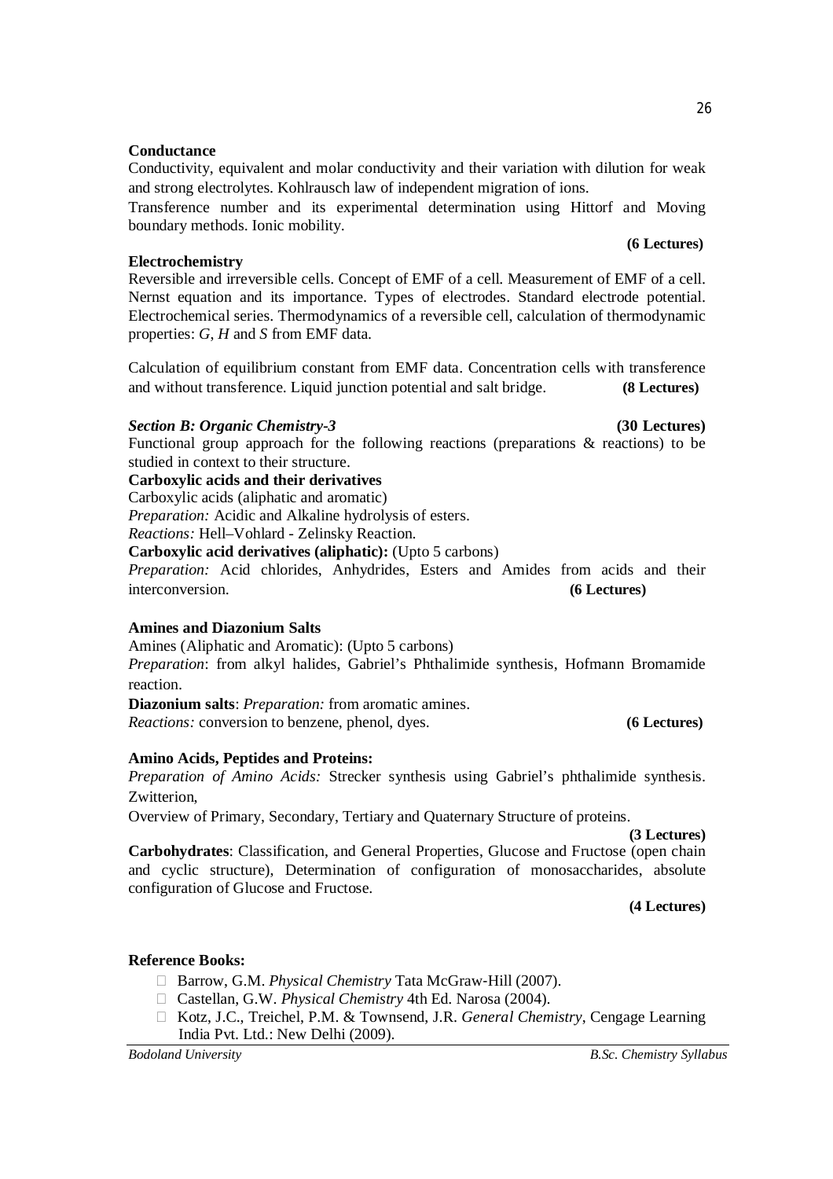**Conductance**

Conductivity, equivalent and molar conductivity and their variation with dilution for weak and strong electrolytes. Kohlrausch law of independent migration of ions.

Transference number and its experimental determination using Hittorf and Moving boundary methods. Ionic mobility.

**(6 Lectures)**

**Electrochemistry**

Reversible and irreversible cells. Concept of EMF of a cell. Measurement of EMF of a cell. Nernst equation and its importance. Types of electrodes. Standard electrode potential. Electrochemical series. Thermodynamics of a reversible cell, calculation of thermodynamic properties: *G*, *H* and *S* from EMF data.

Calculation of equilibrium constant from EMF data. Concentration cells with transference and without transference. Liquid junction potential and salt bridge. **(8 Lectures)**

***Section B: Organic Chemistry-3*** **(30 Lectures)**

Functional group approach for the following reactions (preparations & reactions) to be studied in context to their structure.

**Carboxylic acids and their derivatives**

Carboxylic acids (aliphatic and aromatic)

*Preparation:* Acidic and Alkaline hydrolysis of esters.

*Reactions:* Hell–Vohlard - Zelinsky Reaction.

**Carboxylic acid derivatives (aliphatic):** (Upto 5 carbons)

*Preparation:* Acid chlorides, Anhydrides, Esters and Amides from acids and their interconversion. **(6 Lectures)**

**Amines and Diazonium Salts**

Amines (Aliphatic and Aromatic): (Upto 5 carbons)

*Preparation*: from alkyl halides, Gabriel's Phthalimide synthesis, Hofmann Bromamide reaction.

**Diazonium salts**: *Preparation:* from aromatic amines.

*Reactions:* conversion to benzene, phenol, dyes. **(6 Lectures)**

**Amino Acids, Peptides and Proteins:**

*Preparation of Amino Acids:* Strecker synthesis using Gabriel's phthalimide synthesis. Zwitterion,

Overview of Primary, Secondary, Tertiary and Quaternary Structure of proteins.

**(3 Lectures)**

**Carbohydrates**: Classification, and General Properties, Glucose and Fructose (open chain and cyclic structure), Determination of configuration of monosaccharides, absolute configuration of Glucose and Fructose.

**(4 Lectures)**

**Reference Books:**

- Barrow, G.M. *Physical Chemistry* Tata McGraw-Hill (2007).
- Castellan, G.W. *Physical Chemistry* 4th Ed. Narosa (2004).
- Kotz, J.C., Treichel, P.M. & Townsend, J.R. *General Chemistry*, Cengage Learning India Pvt. Ltd.: New Delhi (2009).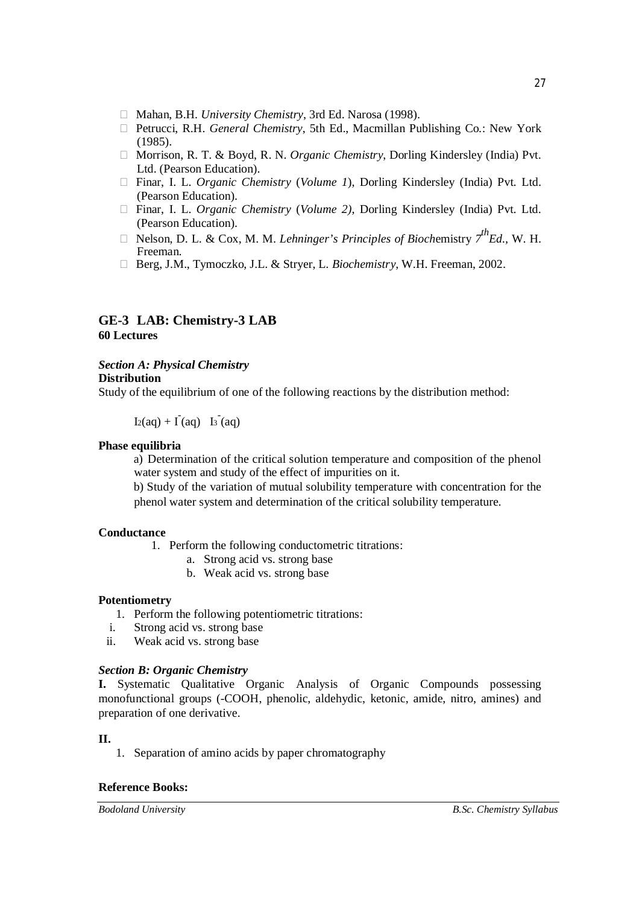- Mahan, B.H. *University Chemistry*, 3rd Ed. Narosa (1998).
- Petrucci, R.H. *General Chemistry*, 5th Ed., Macmillan Publishing Co.: New York (1985).
- Morrison, R. T. & Boyd, R. N. *Organic Chemistry*, Dorling Kindersley (India) Pvt. Ltd. (Pearson Education).
- Finar, I. L. *Organic Chemistry* (*Volume 1*), Dorling Kindersley (India) Pvt. Ltd. (Pearson Education).
- Finar, I. L. *Organic Chemistry* (*Volume 2)*, Dorling Kindersley (India) Pvt. Ltd. (Pearson Education).
- Nelson, D. L. & Cox, M. M. *Lehninger's Principles of Bioch*emistry *7th Ed.*, W. H. Freeman.
- Berg, J.M., Tymoczko, J.L. & Stryer, L. *Biochemistry*, W.H. Freeman, 2002.

## GE-3 LAB: Chemistry-3 LAB

**60 Lectures**

***Section A: Physical Chemistry***

**Distribution**

Study of the equilibrium of one of the following reactions by the distribution method:

$I_2(aq) + I^-(aq) \quad I_3^-(aq)$

**Phase equilibria**

a) Determination of the critical solution temperature and composition of the phenol water system and study of the effect of impurities on it.

b) Study of the variation of mutual solubility temperature with concentration for the phenol water system and determination of the critical solubility temperature.

**Conductance**

1. Perform the following conductometric titrations:
   a. Strong acid vs. strong base
   b. Weak acid vs. strong base

**Potentiometry**

1. Perform the following potentiometric titrations:

i. Strong acid vs. strong base
ii. Weak acid vs. strong base

***Section B: Organic Chemistry***

**I.** Systematic Qualitative Organic Analysis of Organic Compounds possessing monofunctional groups (-COOH, phenolic, aldehydic, ketonic, amide, nitro, amines) and preparation of one derivative.

**II.**

1. Separation of amino acids by paper chromatography

**Reference Books:**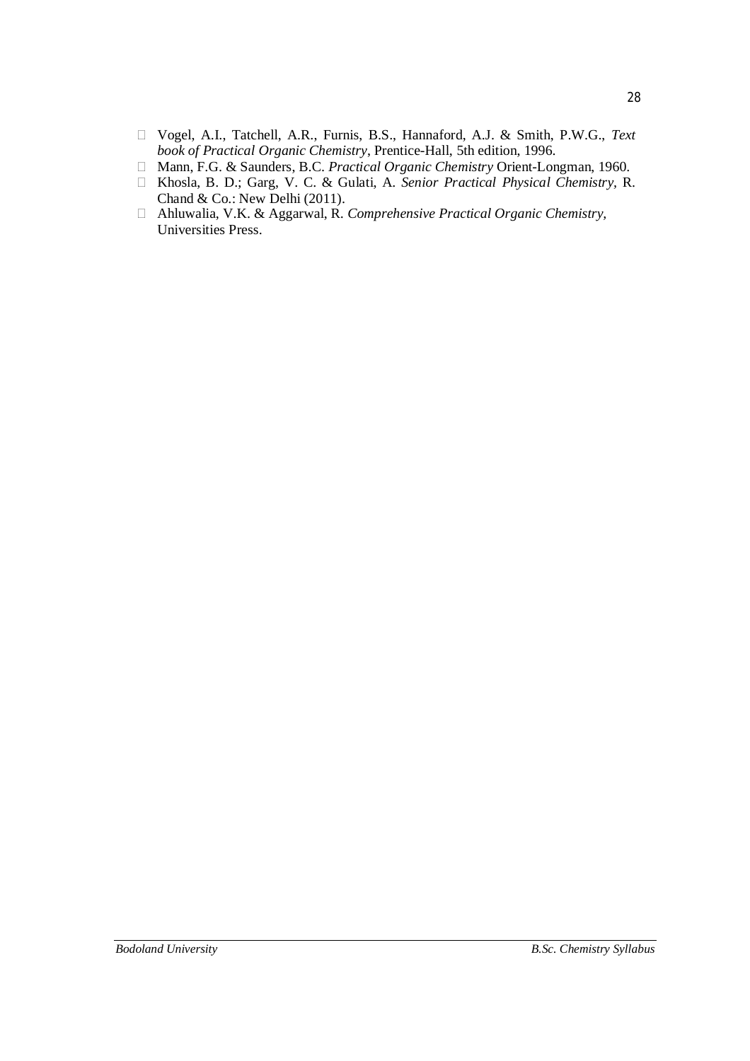- Vogel, A.I., Tatchell, A.R., Furnis, B.S., Hannaford, A.J. & Smith, P.W.G., *Text book of Practical Organic Chemistry*, Prentice-Hall, 5th edition, 1996.
- Mann, F.G. & Saunders, B.C. *Practical Organic Chemistry* Orient-Longman, 1960.
- Khosla, B. D.; Garg, V. C. & Gulati, A. *Senior Practical Physical Chemistry*, R. Chand & Co.: New Delhi (2011).
- Ahluwalia, V.K. & Aggarwal, R. *Comprehensive Practical Organic Chemistry,* Universities Press.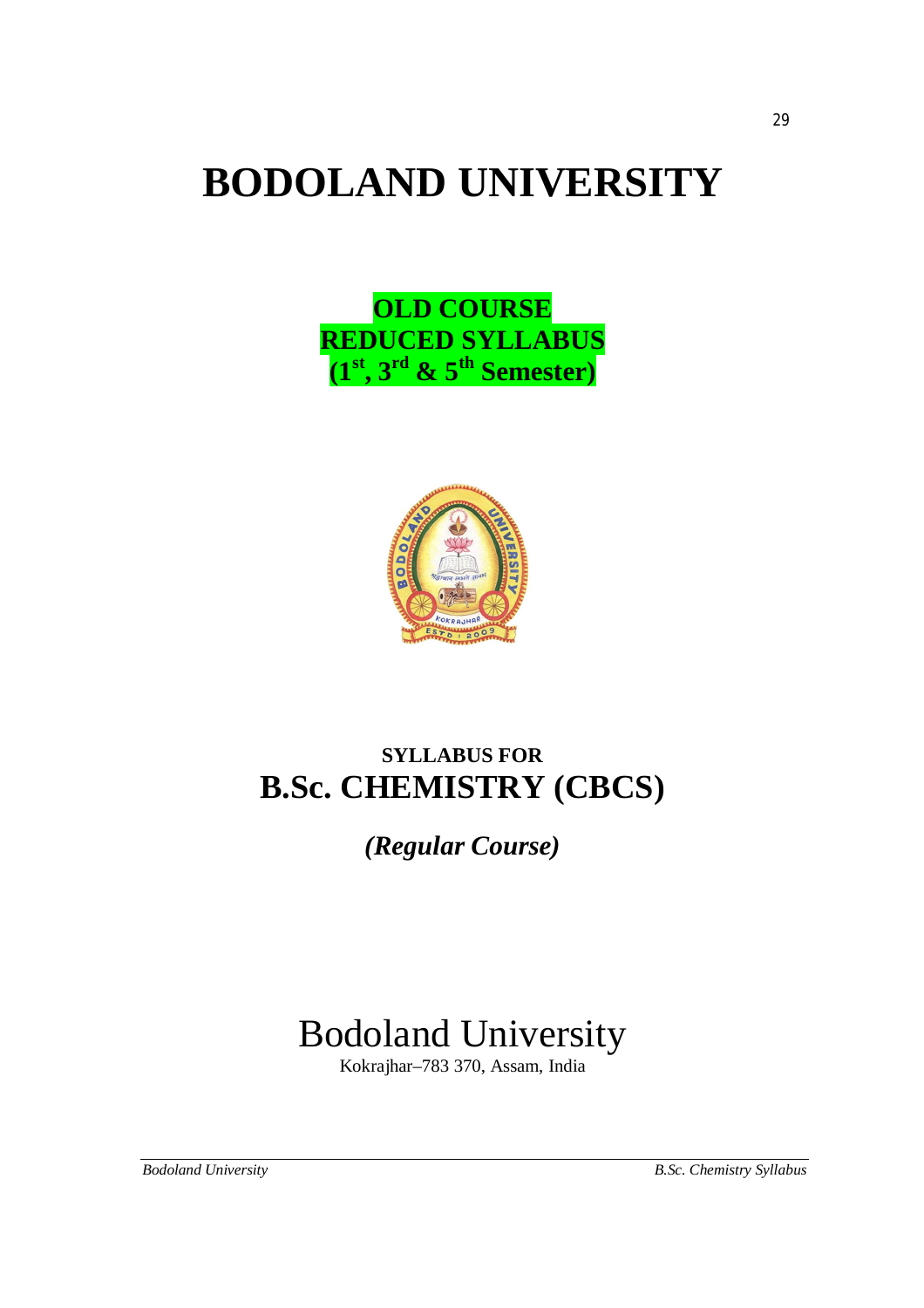# BODOLAND UNIVERSITY

**OLD COURSE**
**REDUCED SYLLABUS**
**($1^{st}$, $3^{rd}$ & $5^{th}$ Semester)**

**SYLLABUS FOR**

## B.Sc. CHEMISTRY (CBCS)

***(Regular Course)***

Bodoland University

Kokrajhar–783 370, Assam, India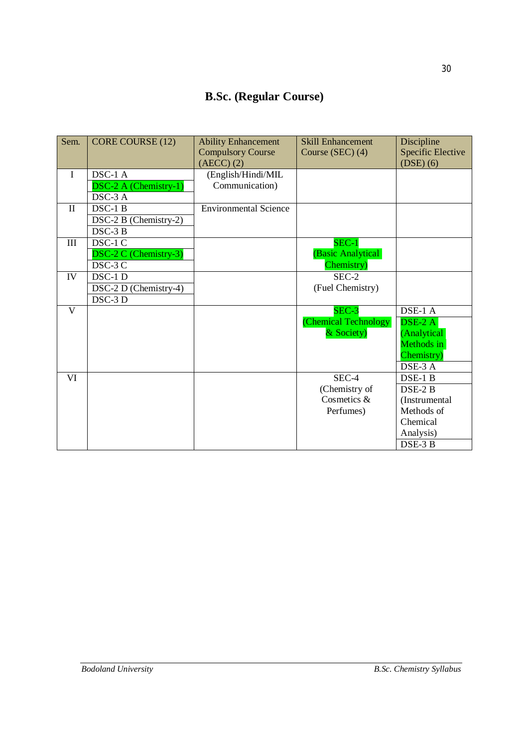# B.Sc. (Regular Course)

| Sem. | CORE COURSE (12) | Ability Enhancement Compulsory Course (AECC) (2) | Skill Enhancement Course (SEC) (4) | Discipline Specific Elective (DSE) (6) |
|---|---|---|---|---|
| I | DSC-1 A<br>DSC-2 A (Chemistry-1)<br>DSC-3 A | (English/Hindi/MIL Communication) | | |
| II | DSC-1 B<br>DSC-2 B (Chemistry-2)<br>DSC-3 B | Environmental Science | | |
| III | DSC-1 C<br>DSC-2 C (Chemistry-3)<br>DSC-3 C | | SEC-1<br>(Basic Analytical Chemistry) | |
| IV | DSC-1 D<br>DSC-2 D (Chemistry-4)<br>DSC-3 D | | SEC-2<br>(Fuel Chemistry) | |
| V | | | SEC-3<br>(Chemical Technology & Society) | DSE-1 A<br>DSE-2 A (Analytical Methods in Chemistry)<br>DSE-3 A |
| VI | | | SEC-4<br>(Chemistry of Cosmetics & Perfumes) | DSE-1 B<br>DSE-2 B (Instrumental Methods of Chemical Analysis)<br>DSE-3 B |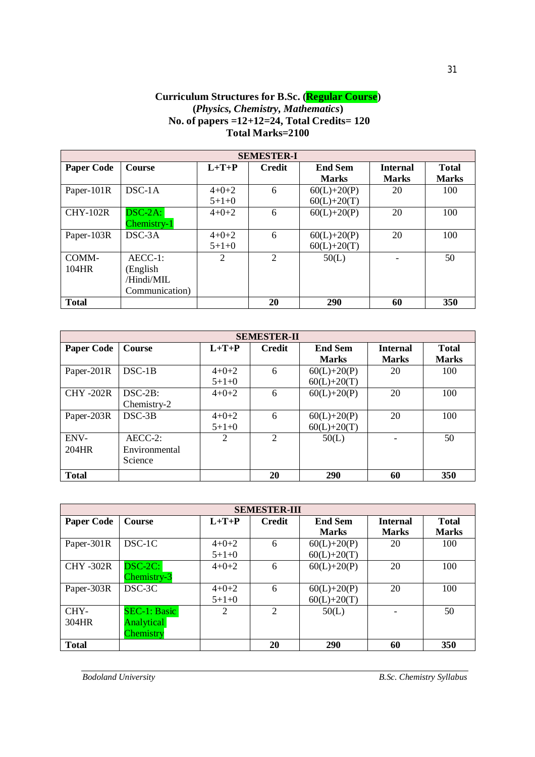## Curriculum Structures for B.Sc. (Regular Course)
### (*Physics, Chemistry, Mathematics*)
### No. of papers =12+12=24, Total Credits= 120
### Total Marks=2100

| SEMESTER-I | | | | | | |
|---|---|---|---|---|---|---|
| **Paper Code** | **Course** | **L+T+P** | **Credit** | **End Sem Marks** | **Internal Marks** | **Total Marks** |
| Paper-101R | DSC-1A | 4+0+2<br>5+1+0 | 6 | 60(L)+20(P)<br>60(L)+20(T) | 20 | 100 |
| CHY-102R | DSC-2A: Chemistry-1 | 4+0+2 | 6 | 60(L)+20(P) | 20 | 100 |
| Paper-103R | DSC-3A | 4+0+2<br>5+1+0 | 6 | 60(L)+20(P)<br>60(L)+20(T) | 20 | 100 |
| COMM-104HR | AECC-1: (English /Hindi/MIL Communication) | 2 | 2 | 50(L) | - | 50 |
| **Total** | | | **20** | **290** | **60** | **350** |

| SEMESTER-II | | | | | | |
|---|---|---|---|---|---|---|
| **Paper Code** | **Course** | **L+T+P** | **Credit** | **End Sem Marks** | **Internal Marks** | **Total Marks** |
| Paper-201R | DSC-1B | 4+0+2<br>5+1+0 | 6 | 60(L)+20(P)<br>60(L)+20(T) | 20 | 100 |
| CHY -202R | DSC-2B: Chemistry-2 | 4+0+2 | 6 | 60(L)+20(P) | 20 | 100 |
| Paper-203R | DSC-3B | 4+0+2<br>5+1+0 | 6 | 60(L)+20(P)<br>60(L)+20(T) | 20 | 100 |
| ENV-204HR | AECC-2: Environmental Science | 2 | 2 | 50(L) | - | 50 |
| **Total** | | | **20** | **290** | **60** | **350** |

| SEMESTER-III | | | | | | |
|---|---|---|---|---|---|---|
| **Paper Code** | **Course** | **L+T+P** | **Credit** | **End Sem Marks** | **Internal Marks** | **Total Marks** |
| Paper-301R | DSC-1C | 4+0+2<br>5+1+0 | 6 | 60(L)+20(P)<br>60(L)+20(T) | 20 | 100 |
| CHY -302R | DSC-2C: Chemistry-3 | 4+0+2 | 6 | 60(L)+20(P) | 20 | 100 |
| Paper-303R | DSC-3C | 4+0+2<br>5+1+0 | 6 | 60(L)+20(P)<br>60(L)+20(T) | 20 | 100 |
| CHY-304HR | SEC-1: Basic Analytical Chemistry | 2 | 2 | 50(L) | - | 50 |
| **Total** | | | **20** | **290** | **60** | **350** |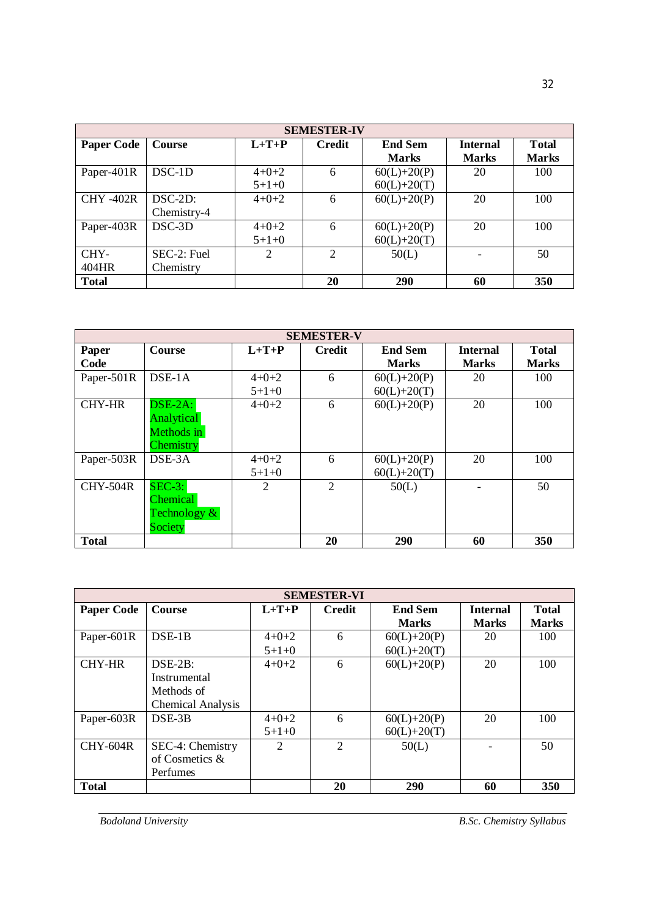| SEMESTER-IV | | | | | | |
|---|---|---|---|---|---|---|
| **Paper Code** | **Course** | **L+T+P** | **Credit** | **End Sem Marks** | **Internal Marks** | **Total Marks** |
| Paper-401R | DSC-1D | 4+0+2<br>5+1+0 | 6 | 60(L)+20(P)<br>60(L)+20(T) | 20 | 100 |
| CHY -402R | DSC-2D: Chemistry-4 | 4+0+2 | 6 | 60(L)+20(P) | 20 | 100 |
| Paper-403R | DSC-3D | 4+0+2<br>5+1+0 | 6 | 60(L)+20(P)<br>60(L)+20(T) | 20 | 100 |
| CHY-404HR | SEC-2: Fuel Chemistry | 2 | 2 | 50(L) | - | 50 |
| **Total** | | | **20** | **290** | **60** | **350** |

| SEMESTER-V | | | | | | |
|---|---|---|---|---|---|---|
| **Paper Code** | **Course** | **L+T+P** | **Credit** | **End Sem Marks** | **Internal Marks** | **Total Marks** |
| Paper-501R | DSE-1A | 4+0+2<br>5+1+0 | 6 | 60(L)+20(P)<br>60(L)+20(T) | 20 | 100 |
| CHY-HR | DSE-2A: Analytical Methods in Chemistry | 4+0+2 | 6 | 60(L)+20(P) | 20 | 100 |
| Paper-503R | DSE-3A | 4+0+2<br>5+1+0 | 6 | 60(L)+20(P)<br>60(L)+20(T) | 20 | 100 |
| CHY-504R | SEC-3: Chemical Technology & Society | 2 | 2 | 50(L) | - | 50 |
| **Total** | | | **20** | **290** | **60** | **350** |

| SEMESTER-VI | | | | | | |
|---|---|---|---|---|---|---|
| **Paper Code** | **Course** | **L+T+P** | **Credit** | **End Sem Marks** | **Internal Marks** | **Total Marks** |
| Paper-601R | DSE-1B | 4+0+2<br>5+1+0 | 6 | 60(L)+20(P)<br>60(L)+20(T) | 20 | 100 |
| CHY-HR | DSE-2B: Instrumental Methods of Chemical Analysis | 4+0+2 | 6 | 60(L)+20(P) | 20 | 100 |
| Paper-603R | DSE-3B | 4+0+2<br>5+1+0 | 6 | 60(L)+20(P)<br>60(L)+20(T) | 20 | 100 |
| CHY-604R | SEC-4: Chemistry of Cosmetics & Perfumes | 2 | 2 | 50(L) | - | 50 |
| **Total** | | | **20** | **290** | **60** | **350** |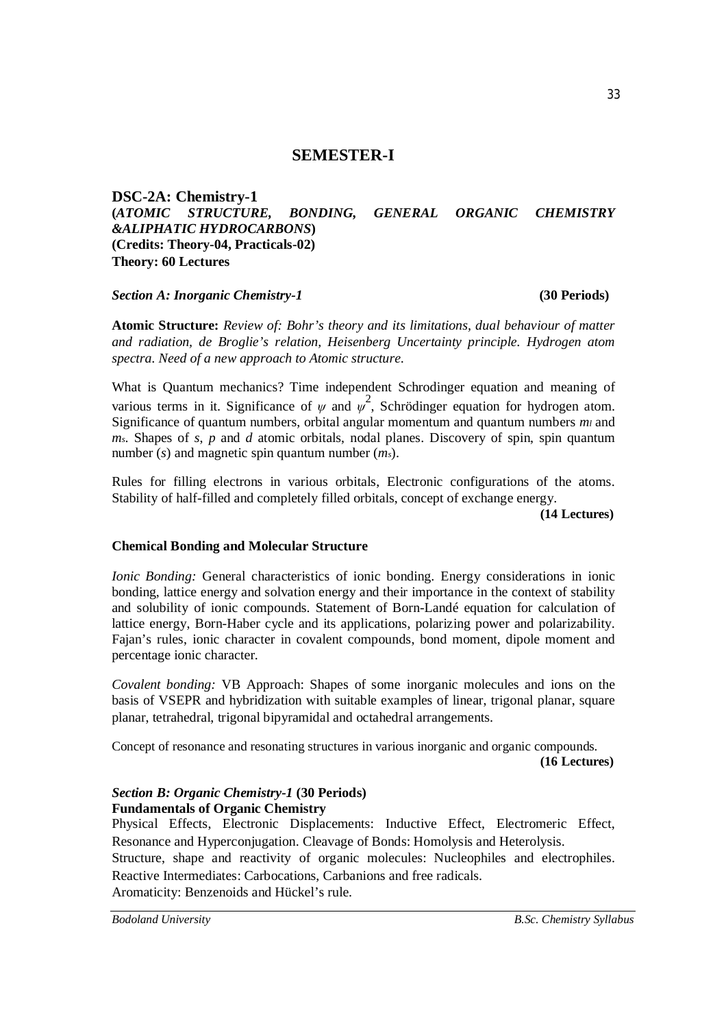# SEMESTER-I

**DSC-2A: Chemistry-1**
**(*ATOMIC STRUCTURE, BONDING, GENERAL ORGANIC CHEMISTRY &ALIPHATIC HYDROCARBONS*)**
**(Credits: Theory-04, Practicals-02)**
**Theory: 60 Lectures**

***Section A: Inorganic Chemistry-1*** **(30 Periods)**

**Atomic Structure:** *Review of: Bohr's theory and its limitations, dual behaviour of matter and radiation, de Broglie's relation, Heisenberg Uncertainty principle. Hydrogen atom spectra. Need of a new approach to Atomic structure.*

What is Quantum mechanics? Time independent Schrodinger equation and meaning of various terms in it. Significance of $\psi$ and $\psi^2$, Schrödinger equation for hydrogen atom. Significance of quantum numbers, orbital angular momentum and quantum numbers $m_l$ and $m_s$. Shapes of *s*, *p* and *d* atomic orbitals, nodal planes. Discovery of spin, spin quantum number (*s*) and magnetic spin quantum number ($m_s$).

Rules for filling electrons in various orbitals, Electronic configurations of the atoms. Stability of half-filled and completely filled orbitals, concept of exchange energy.

**(14 Lectures)**

**Chemical Bonding and Molecular Structure**

*Ionic Bonding:* General characteristics of ionic bonding. Energy considerations in ionic bonding, lattice energy and solvation energy and their importance in the context of stability and solubility of ionic compounds. Statement of Born-Landé equation for calculation of lattice energy, Born-Haber cycle and its applications, polarizing power and polarizability. Fajan's rules, ionic character in covalent compounds, bond moment, dipole moment and percentage ionic character.

*Covalent bonding:* VB Approach: Shapes of some inorganic molecules and ions on the basis of VSEPR and hybridization with suitable examples of linear, trigonal planar, square planar, tetrahedral, trigonal bipyramidal and octahedral arrangements.

Concept of resonance and resonating structures in various inorganic and organic compounds.

**(16 Lectures)**

***Section B: Organic Chemistry-1*** **(30 Periods)**
**Fundamentals of Organic Chemistry**

Physical Effects, Electronic Displacements: Inductive Effect, Electromeric Effect, Resonance and Hyperconjugation. Cleavage of Bonds: Homolysis and Heterolysis.
Structure, shape and reactivity of organic molecules: Nucleophiles and electrophiles. Reactive Intermediates: Carbocations, Carbanions and free radicals.
Aromaticity: Benzenoids and Hückel's rule.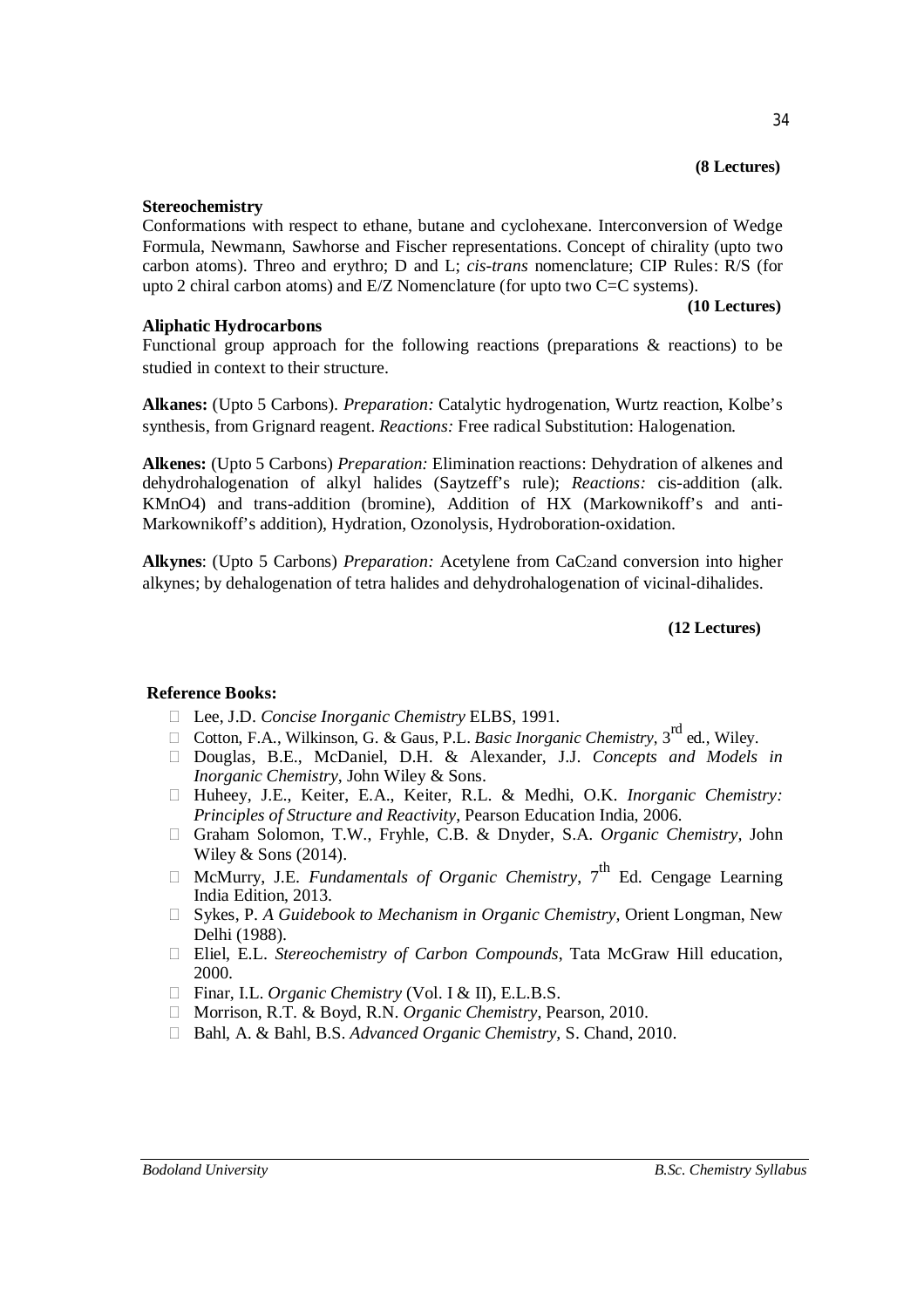**(8 Lectures)**

**Stereochemistry**

Conformations with respect to ethane, butane and cyclohexane. Interconversion of Wedge Formula, Newmann, Sawhorse and Fischer representations. Concept of chirality (upto two carbon atoms). Threo and erythro; D and L; *cis-trans* nomenclature; CIP Rules: R/S (for upto 2 chiral carbon atoms) and E/Z Nomenclature (for upto two C=C systems).

**(10 Lectures)**

**Aliphatic Hydrocarbons**

Functional group approach for the following reactions (preparations & reactions) to be studied in context to their structure.

**Alkanes:** (Upto 5 Carbons). *Preparation:* Catalytic hydrogenation, Wurtz reaction, Kolbe's synthesis, from Grignard reagent. *Reactions:* Free radical Substitution: Halogenation.

**Alkenes:** (Upto 5 Carbons) *Preparation:* Elimination reactions: Dehydration of alkenes and dehydrohalogenation of alkyl halides (Saytzeff's rule); *Reactions:* cis-addition (alk. $KMnO_4$) and trans-addition (bromine), Addition of HX (Markownikoff's and anti-Markownikoff's addition), Hydration, Ozonolysis, Hydroboration-oxidation.

**Alkynes**: (Upto 5 Carbons) *Preparation:* Acetylene from $CaC_2$and conversion into higher alkynes; by dehalogenation of tetra halides and dehydrohalogenation of vicinal-dihalides.

**(12 Lectures)**

**Reference Books:**

- Lee, J.D. *Concise Inorganic Chemistry* ELBS, 1991.
- Cotton, F.A., Wilkinson, G. & Gaus, P.L. *Basic Inorganic Chemistry*, 3rd ed., Wiley.
- Douglas, B.E., McDaniel, D.H. & Alexander, J.J. *Concepts and Models in Inorganic Chemistry*, John Wiley & Sons.
- Huheey, J.E., Keiter, E.A., Keiter, R.L. & Medhi, O.K. *Inorganic Chemistry: Principles of Structure and Reactivity*, Pearson Education India, 2006.
- Graham Solomon, T.W., Fryhle, C.B. & Dnyder, S.A. *Organic Chemistry*, John Wiley & Sons (2014).
- McMurry, J.E. *Fundamentals of Organic Chemistry*, 7th Ed. Cengage Learning India Edition, 2013.
- Sykes, P. *A Guidebook to Mechanism in Organic Chemistry*, Orient Longman, New Delhi (1988).
- Eliel, E.L. *Stereochemistry of Carbon Compounds*, Tata McGraw Hill education, 2000.
- Finar, I.L. *Organic Chemistry* (Vol. I & II), E.L.B.S.
- Morrison, R.T. & Boyd, R.N. *Organic Chemistry*, Pearson, 2010.
- Bahl, A. & Bahl, B.S. *Advanced Organic Chemistry*, S. Chand, 2010.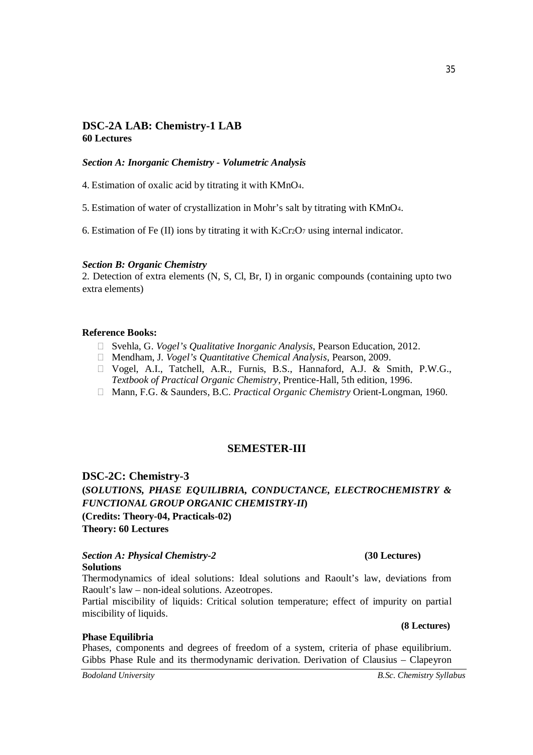### DSC-2A LAB: Chemistry-1 LAB
**60 Lectures**

***Section A: Inorganic Chemistry - Volumetric Analysis***

4. Estimation of oxalic acid by titrating it with $KMnO_4$.

5. Estimation of water of crystallization in Mohr's salt by titrating with $KMnO_4$.

6. Estimation of Fe (II) ions by titrating it with $K_2Cr_2O_7$ using internal indicator.

***Section B: Organic Chemistry***

2. Detection of extra elements (N, S, Cl, Br, I) in organic compounds (containing upto two extra elements)

**Reference Books:**

- Svehla, G. *Vogel's Qualitative Inorganic Analysis*, Pearson Education, 2012.
- Mendham, J. *Vogel's Quantitative Chemical Analysis*, Pearson, 2009.
- Vogel, A.I., Tatchell, A.R., Furnis, B.S., Hannaford, A.J. & Smith, P.W.G., *Textbook of Practical Organic Chemistry*, Prentice-Hall, 5th edition, 1996.
- Mann, F.G. & Saunders, B.C. *Practical Organic Chemistry* Orient-Longman, 1960.

## SEMESTER-III

### DSC-2C: Chemistry-3
**(*SOLUTIONS, PHASE EQUILIBRIA, CONDUCTANCE, ELECTROCHEMISTRY & FUNCTIONAL GROUP ORGANIC CHEMISTRY-II*)**
**(Credits: Theory-04, Practicals-02)**
**Theory: 60 Lectures**

***Section A: Physical Chemistry-2*** **(30 Lectures)**

**Solutions**

Thermodynamics of ideal solutions: Ideal solutions and Raoult's law, deviations from Raoult's law – non-ideal solutions. Azeotropes.

Partial miscibility of liquids: Critical solution temperature; effect of impurity on partial miscibility of liquids.

**(8 Lectures)**

**Phase Equilibria**

Phases, components and degrees of freedom of a system, criteria of phase equilibrium. Gibbs Phase Rule and its thermodynamic derivation. Derivation of Clausius – Clapeyron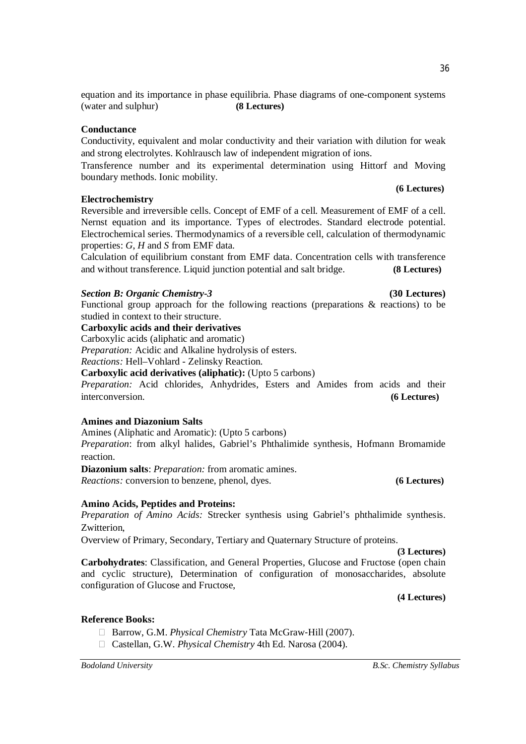equation and its importance in phase equilibria. Phase diagrams of one-component systems (water and sulphur) **(8 Lectures)**

**Conductance**

Conductivity, equivalent and molar conductivity and their variation with dilution for weak and strong electrolytes. Kohlrausch law of independent migration of ions.

Transference number and its experimental determination using Hittorf and Moving boundary methods. Ionic mobility.

**(6 Lectures)**

**Electrochemistry**

Reversible and irreversible cells. Concept of EMF of a cell. Measurement of EMF of a cell. Nernst equation and its importance. Types of electrodes. Standard electrode potential. Electrochemical series. Thermodynamics of a reversible cell, calculation of thermodynamic properties: $G$, $H$ and $S$ from EMF data.

Calculation of equilibrium constant from EMF data. Concentration cells with transference and without transference. Liquid junction potential and salt bridge. **(8 Lectures)**

***Section B: Organic Chemistry-3*** **(30 Lectures)**

Functional group approach for the following reactions (preparations & reactions) to be studied in context to their structure.

**Carboxylic acids and their derivatives**

Carboxylic acids (aliphatic and aromatic)

*Preparation:* Acidic and Alkaline hydrolysis of esters.

*Reactions:* Hell–Vohlard - Zelinsky Reaction.

**Carboxylic acid derivatives (aliphatic):** (Upto 5 carbons)

*Preparation:* Acid chlorides, Anhydrides, Esters and Amides from acids and their interconversion. **(6 Lectures)**

**Amines and Diazonium Salts**

Amines (Aliphatic and Aromatic): (Upto 5 carbons)

*Preparation*: from alkyl halides, Gabriel's Phthalimide synthesis, Hofmann Bromamide reaction.

**Diazonium salts**: *Preparation:* from aromatic amines.

*Reactions:* conversion to benzene, phenol, dyes. **(6 Lectures)**

**Amino Acids, Peptides and Proteins:**

*Preparation of Amino Acids:* Strecker synthesis using Gabriel's phthalimide synthesis. Zwitterion,

Overview of Primary, Secondary, Tertiary and Quaternary Structure of proteins.

**(3 Lectures)**

**Carbohydrates**: Classification, and General Properties, Glucose and Fructose (open chain and cyclic structure), Determination of configuration of monosaccharides, absolute configuration of Glucose and Fructose,

**(4 Lectures)**

**Reference Books:**

- Barrow, G.M. *Physical Chemistry* Tata McGraw-Hill (2007).
- Castellan, G.W. *Physical Chemistry* 4th Ed. Narosa (2004).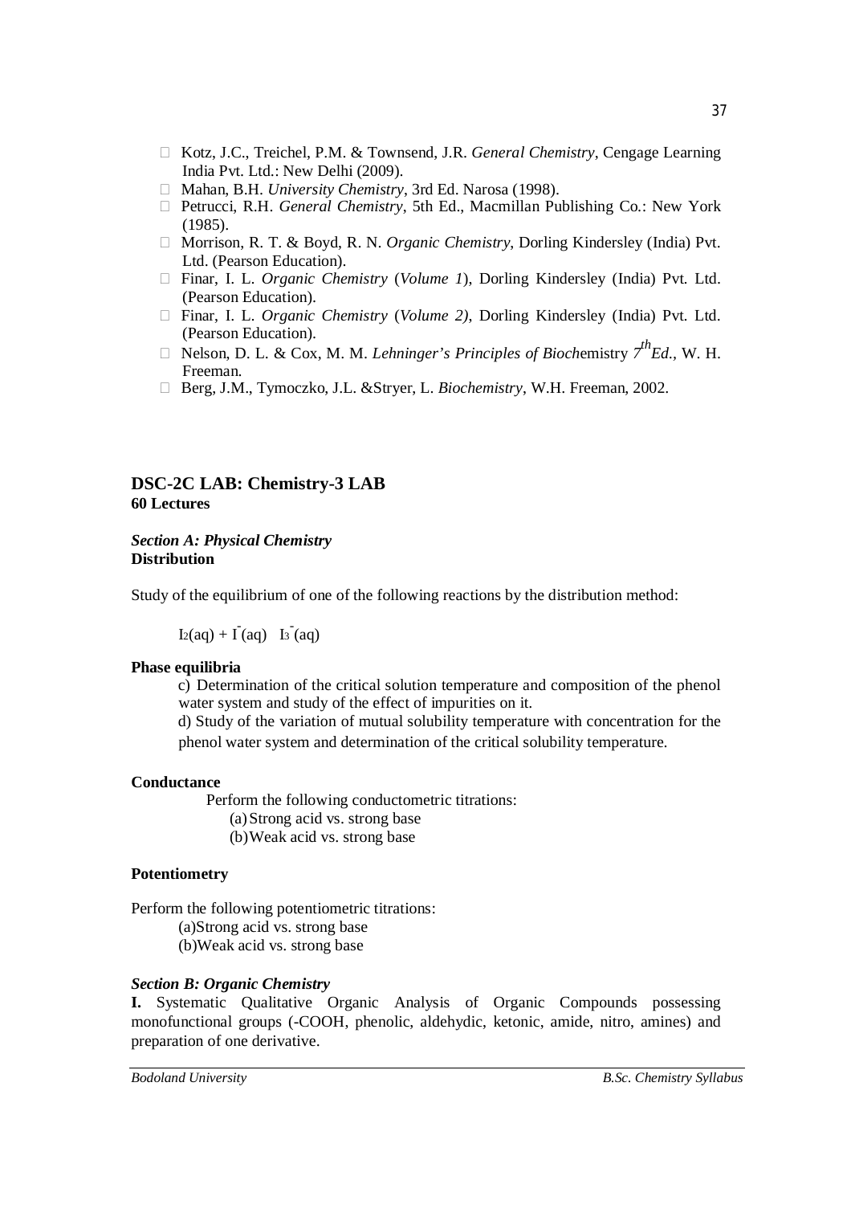- Kotz, J.C., Treichel, P.M. & Townsend, J.R. *General Chemistry*, Cengage Learning India Pvt. Ltd.: New Delhi (2009).
- Mahan, B.H. *University Chemistry*, 3rd Ed. Narosa (1998).
- Petrucci, R.H. *General Chemistry*, 5th Ed., Macmillan Publishing Co.: New York (1985).
- Morrison, R. T. & Boyd, R. N. *Organic Chemistry*, Dorling Kindersley (India) Pvt. Ltd. (Pearson Education).
- Finar, I. L. *Organic Chemistry* (*Volume 1*), Dorling Kindersley (India) Pvt. Ltd. (Pearson Education).
- Finar, I. L. *Organic Chemistry* (*Volume 2)*, Dorling Kindersley (India) Pvt. Ltd. (Pearson Education).
- Nelson, D. L. & Cox, M. M. *Lehninger's Principles of Bioch*emistry *7$^{th}$Ed.*, W. H. Freeman.
- Berg, J.M., Tymoczko, J.L. &Stryer, L. *Biochemistry*, W.H. Freeman, 2002.

## DSC-2C LAB: Chemistry-3 LAB

**60 Lectures**

***Section A: Physical Chemistry***

**Distribution**

Study of the equilibrium of one of the following reactions by the distribution method:

$I_2(aq) + I^-(aq) \quad I_3^-(aq)$

**Phase equilibria**

c) Determination of the critical solution temperature and composition of the phenol water system and study of the effect of impurities on it.

d) Study of the variation of mutual solubility temperature with concentration for the phenol water system and determination of the critical solubility temperature.

**Conductance**

Perform the following conductometric titrations:

(a) Strong acid vs. strong base

(b) Weak acid vs. strong base

**Potentiometry**

Perform the following potentiometric titrations:

(a)Strong acid vs. strong base

(b)Weak acid vs. strong base

***Section B: Organic Chemistry***

**I.** Systematic Qualitative Organic Analysis of Organic Compounds possessing monofunctional groups (-COOH, phenolic, aldehydic, ketonic, amide, nitro, amines) and preparation of one derivative.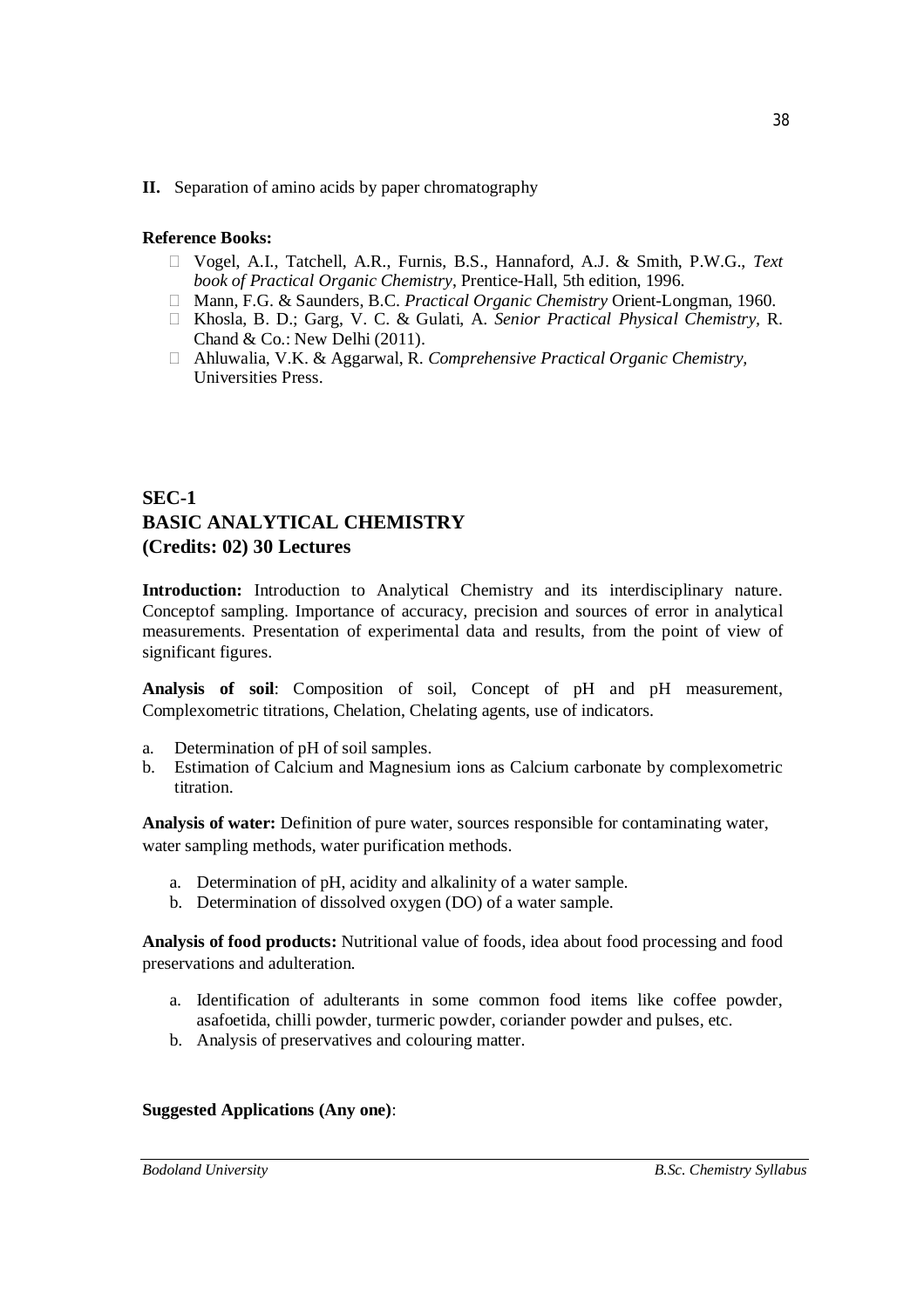**II.** Separation of amino acids by paper chromatography

**Reference Books:**

- Vogel, A.I., Tatchell, A.R., Furnis, B.S., Hannaford, A.J. & Smith, P.W.G., *Text book of Practical Organic Chemistry*, Prentice-Hall, 5th edition, 1996.
- Mann, F.G. & Saunders, B.C. *Practical Organic Chemistry* Orient-Longman, 1960.
- Khosla, B. D.; Garg, V. C. & Gulati, A. *Senior Practical Physical Chemistry*, R. Chand & Co.: New Delhi (2011).
- Ahluwalia, V.K. & Aggarwal, R. *Comprehensive Practical Organic Chemistry,* Universities Press.

## SEC-1
## BASIC ANALYTICAL CHEMISTRY
## (Credits: 02) 30 Lectures

**Introduction:** Introduction to Analytical Chemistry and its interdisciplinary nature. Conceptof sampling. Importance of accuracy, precision and sources of error in analytical measurements. Presentation of experimental data and results, from the point of view of significant figures.

**Analysis of soil**: Composition of soil, Concept of pH and pH measurement, Complexometric titrations, Chelation, Chelating agents, use of indicators.

a. Determination of pH of soil samples.
b. Estimation of Calcium and Magnesium ions as Calcium carbonate by complexometric titration.

**Analysis of water:** Definition of pure water, sources responsible for contaminating water, water sampling methods, water purification methods.

a. Determination of pH, acidity and alkalinity of a water sample.
b. Determination of dissolved oxygen (DO) of a water sample.

**Analysis of food products:** Nutritional value of foods, idea about food processing and food preservations and adulteration.

a. Identification of adulterants in some common food items like coffee powder, asafoetida, chilli powder, turmeric powder, coriander powder and pulses, etc.
b. Analysis of preservatives and colouring matter.

**Suggested Applications (Any one)**: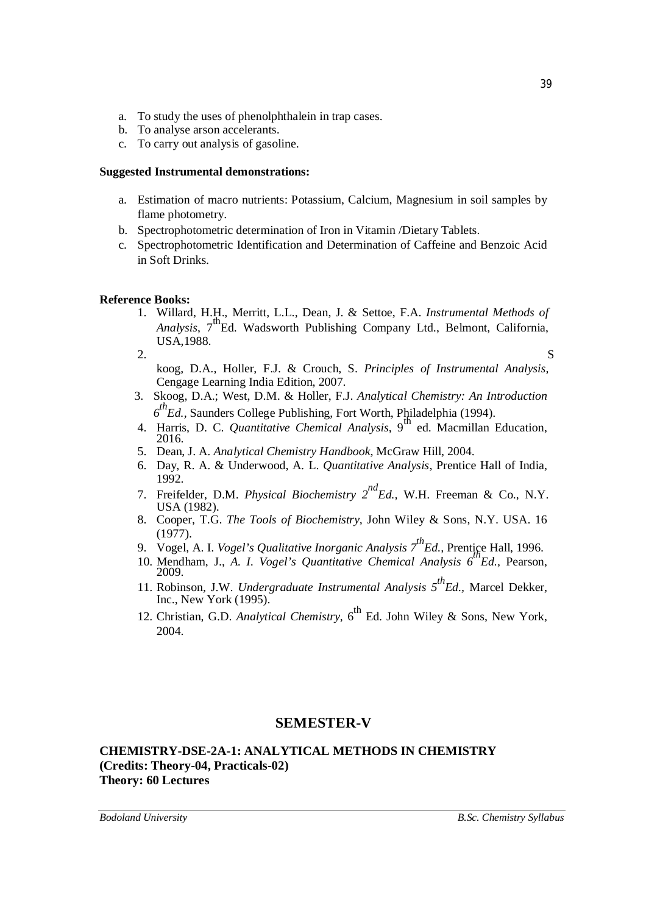a. To study the uses of phenolphthalein in trap cases.
b. To analyse arson accelerants.
c. To carry out analysis of gasoline.

**Suggested Instrumental demonstrations:**

a. Estimation of macro nutrients: Potassium, Calcium, Magnesium in soil samples by flame photometry.
b. Spectrophotometric determination of Iron in Vitamin /Dietary Tablets.
c. Spectrophotometric Identification and Determination of Caffeine and Benzoic Acid in Soft Drinks.

**Reference Books:**

1. Willard, H.H., Merritt, L.L., Dean, J. & Settoe, F.A. *Instrumental Methods of Analysis*, 7th Ed. Wadsworth Publishing Company Ltd., Belmont, California, USA,1988.
2. Skoog, D.A., Holler, F.J. & Crouch, S. *Principles of Instrumental Analysis*, Cengage Learning India Edition, 2007.
3. Skoog, D.A.; West, D.M. & Holler, F.J. *Analytical Chemistry: An Introduction 6th Ed.*, Saunders College Publishing, Fort Worth, Philadelphia (1994).
4. Harris, D. C. *Quantitative Chemical Analysis*, 9th ed. Macmillan Education, 2016.
5. Dean, J. A. *Analytical Chemistry Handbook*, McGraw Hill, 2004.
6. Day, R. A. & Underwood, A. L. *Quantitative Analysis*, Prentice Hall of India, 1992.
7. Freifelder, D.M. *Physical Biochemistry 2nd Ed.*, W.H. Freeman & Co., N.Y. USA (1982).
8. Cooper, T.G. *The Tools of Biochemistry*, John Wiley & Sons, N.Y. USA. 16 (1977).
9. Vogel, A. I. *Vogel's Qualitative Inorganic Analysis 7th Ed.*, Prentice Hall, 1996.
10. Mendham, J., *A. I. Vogel's Quantitative Chemical Analysis 6th Ed.*, Pearson, 2009.
11. Robinson, J.W. *Undergraduate Instrumental Analysis 5th Ed.*, Marcel Dekker, Inc., New York (1995).
12. Christian, G.D. *Analytical Chemistry*, 6th Ed. John Wiley & Sons, New York, 2004.

## SEMESTER-V

**CHEMISTRY-DSE-2A-1: ANALYTICAL METHODS IN CHEMISTRY**
**(Credits: Theory-04, Practicals-02)**
**Theory: 60 Lectures**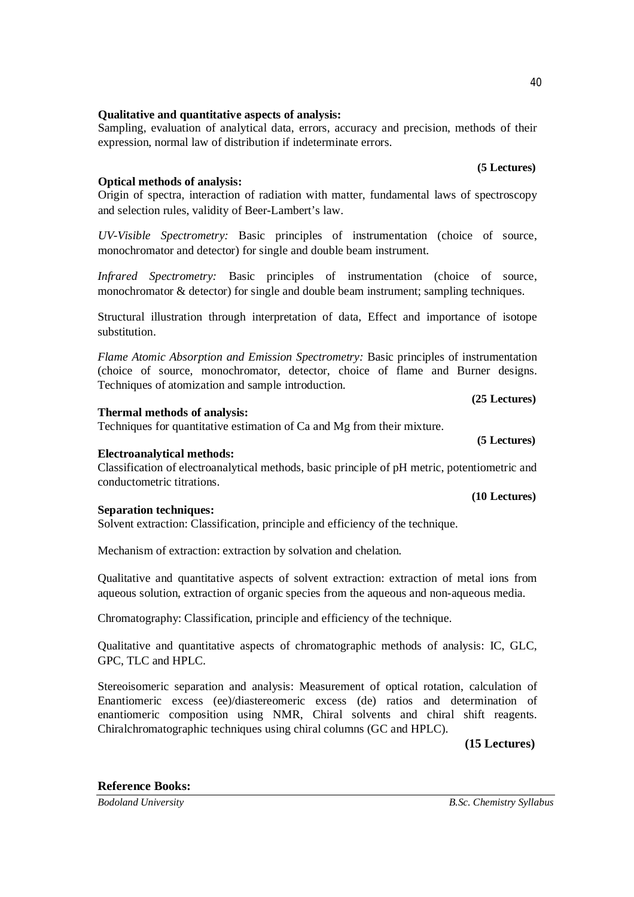**Qualitative and quantitative aspects of analysis:**

Sampling, evaluation of analytical data, errors, accuracy and precision, methods of their expression, normal law of distribution if indeterminate errors.

**(5 Lectures)**

**Optical methods of analysis:**

Origin of spectra, interaction of radiation with matter, fundamental laws of spectroscopy and selection rules, validity of Beer-Lambert's law.

*UV-Visible Spectrometry:* Basic principles of instrumentation (choice of source, monochromator and detector) for single and double beam instrument.

*Infrared Spectrometry:* Basic principles of instrumentation (choice of source, monochromator & detector) for single and double beam instrument; sampling techniques.

Structural illustration through interpretation of data, Effect and importance of isotope substitution.

*Flame Atomic Absorption and Emission Spectrometry:* Basic principles of instrumentation (choice of source, monochromator, detector, choice of flame and Burner designs. Techniques of atomization and sample introduction.

**(25 Lectures)**

**Thermal methods of analysis:**

Techniques for quantitative estimation of Ca and Mg from their mixture.

**(5 Lectures)**

**Electroanalytical methods:**

Classification of electroanalytical methods, basic principle of pH metric, potentiometric and conductometric titrations.

**(10 Lectures)**

**Separation techniques:**

Solvent extraction: Classification, principle and efficiency of the technique.

Mechanism of extraction: extraction by solvation and chelation.

Qualitative and quantitative aspects of solvent extraction: extraction of metal ions from aqueous solution, extraction of organic species from the aqueous and non-aqueous media.

Chromatography: Classification, principle and efficiency of the technique.

Qualitative and quantitative aspects of chromatographic methods of analysis: IC, GLC, GPC, TLC and HPLC.

Stereoisomeric separation and analysis: Measurement of optical rotation, calculation of Enantiomeric excess (ee)/diastereomeric excess (de) ratios and determination of enantiomeric composition using NMR, Chiral solvents and chiral shift reagents. Chiralchromatographic techniques using chiral columns (GC and HPLC).

**(15 Lectures)**

**Reference Books:**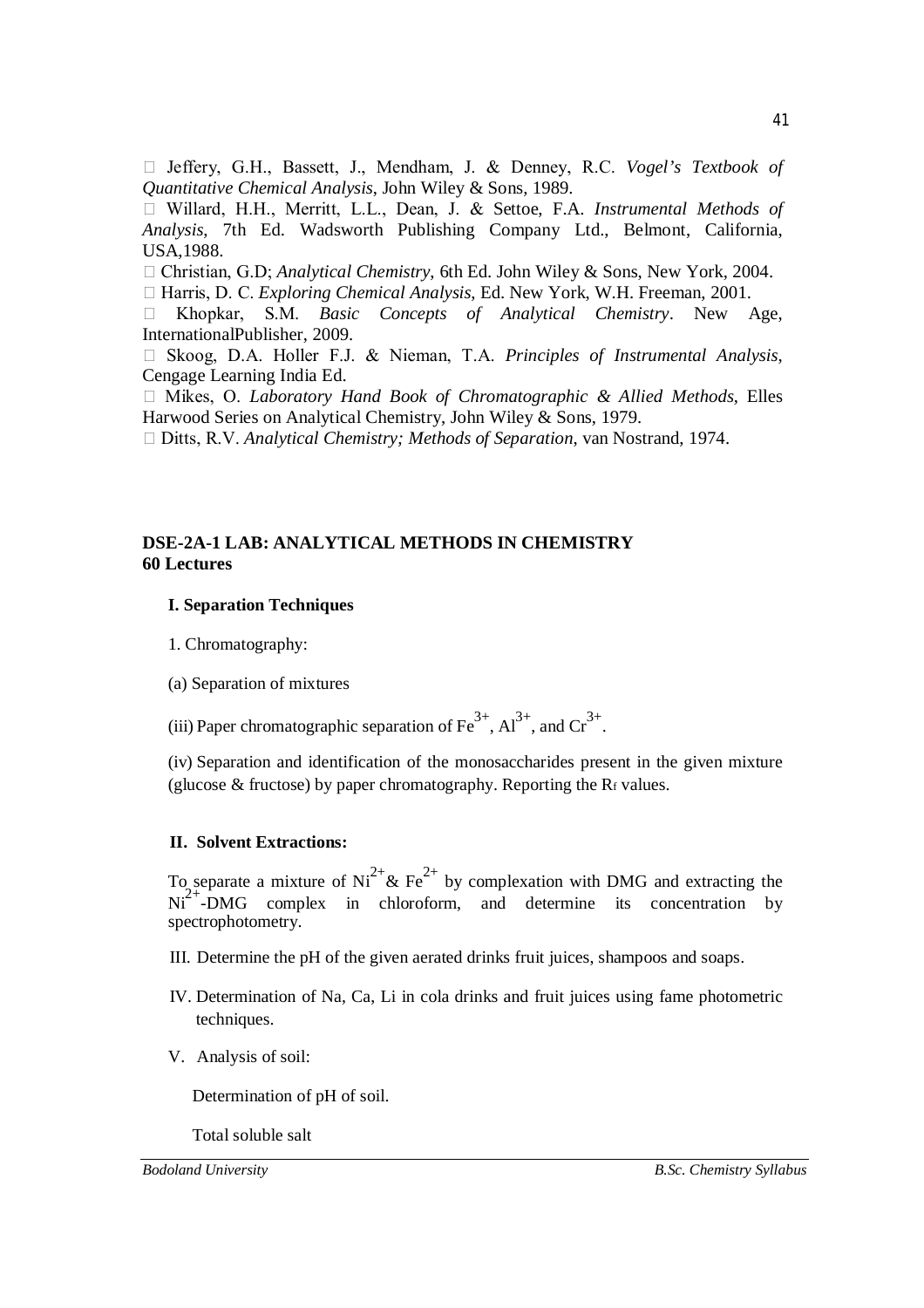- Jeffery, G.H., Bassett, J., Mendham, J. & Denney, R.C. *Vogel's Textbook of Quantitative Chemical Analysis*, John Wiley & Sons, 1989.
- Willard, H.H., Merritt, L.L., Dean, J. & Settoe, F.A. *Instrumental Methods of Analysis*, 7th Ed. Wadsworth Publishing Company Ltd., Belmont, California, USA,1988.
- Christian, G.D; *Analytical Chemistry*, 6th Ed. John Wiley & Sons, New York, 2004.
- Harris, D. C. *Exploring Chemical Analysis*, Ed. New York, W.H. Freeman, 2001.
- Khopkar, S.M. *Basic Concepts of Analytical Chemistry*. New Age, InternationalPublisher, 2009.
- Skoog, D.A. Holler F.J. & Nieman, T.A. *Principles of Instrumental Analysis*, Cengage Learning India Ed.
- Mikes, O. *Laboratory Hand Book of Chromatographic & Allied Methods*, Elles Harwood Series on Analytical Chemistry, John Wiley & Sons, 1979.
- Ditts, R.V. *Analytical Chemistry; Methods of Separation*, van Nostrand, 1974.

## DSE-2A-1 LAB: ANALYTICAL METHODS IN CHEMISTRY
**60 Lectures**

### I. Separation Techniques

1. Chromatography:

(a) Separation of mixtures

(iii) Paper chromatographic separation of $Fe^{3+}$, $Al^{3+}$, and $Cr^{3+}$.

(iv) Separation and identification of the monosaccharides present in the given mixture (glucose & fructose) by paper chromatography. Reporting the $R_f$ values.

### II. Solvent Extractions:

To separate a mixture of $Ni^{2+}$ & $Fe^{2+}$ by complexation with DMG and extracting the $Ni^{2+}$-DMG complex in chloroform, and determine its concentration by spectrophotometry.

III. Determine the pH of the given aerated drinks fruit juices, shampoos and soaps.

IV. Determination of Na, Ca, Li in cola drinks and fruit juices using fame photometric techniques.

V. Analysis of soil:

Determination of pH of soil.

Total soluble salt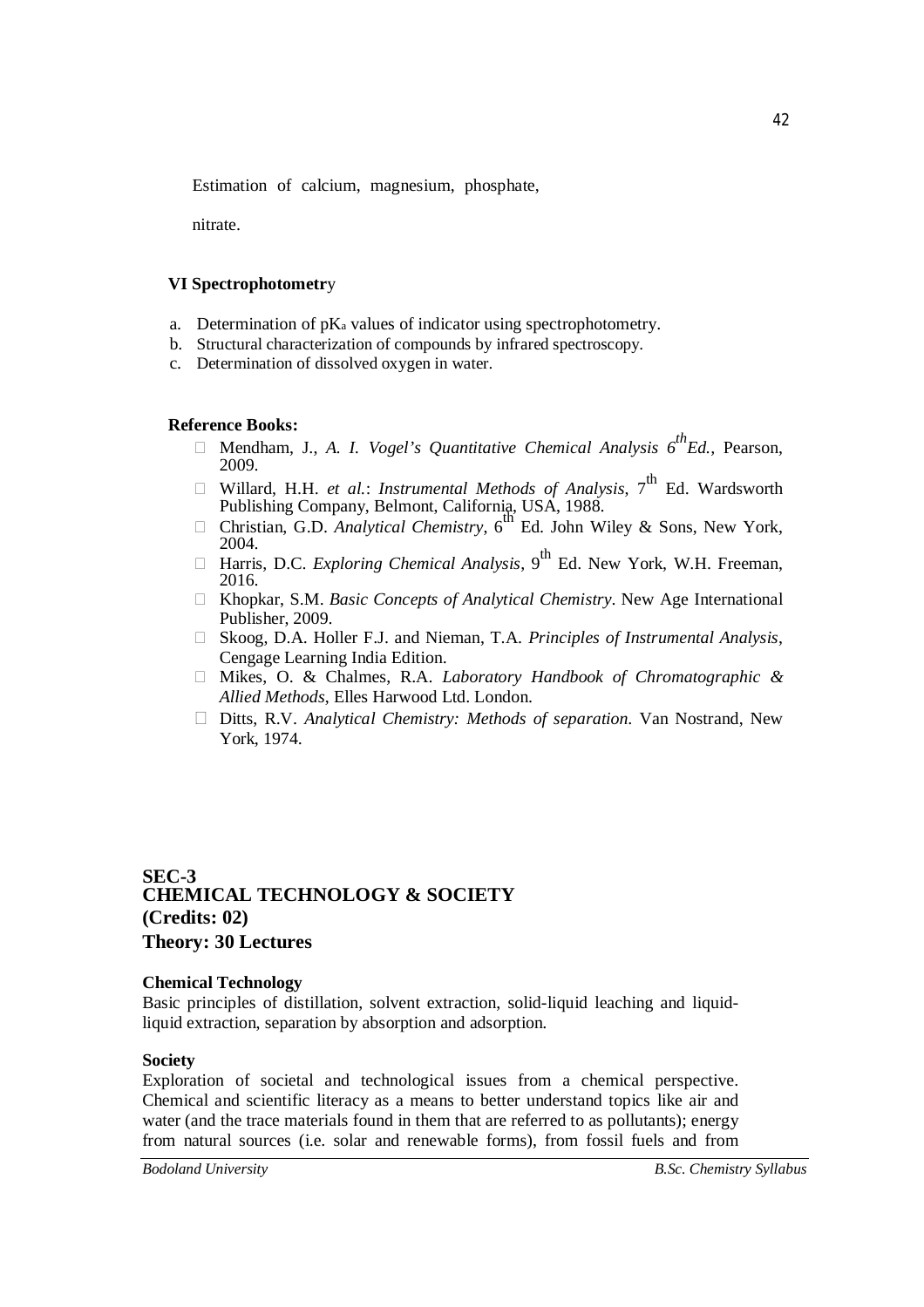Estimation of calcium, magnesium, phosphate,

nitrate.

**VI Spectrophotometry**

a. Determination of $pK_a$ values of indicator using spectrophotometry.
b. Structural characterization of compounds by infrared spectroscopy.
c. Determination of dissolved oxygen in water.

**Reference Books:**

- Mendham, J., *A. I. Vogel's Quantitative Chemical Analysis 6th Ed.*, Pearson, 2009.
- Willard, H.H. *et al.*: *Instrumental Methods of Analysis*, 7th Ed. Wardsworth Publishing Company, Belmont, California, USA, 1988.
- Christian, G.D. *Analytical Chemistry*, 6th Ed. John Wiley & Sons, New York, 2004.
- Harris, D.C. *Exploring Chemical Analysis*, 9th Ed. New York, W.H. Freeman, 2016.
- Khopkar, S.M. *Basic Concepts of Analytical Chemistry*. New Age International Publisher, 2009.
- Skoog, D.A. Holler F.J. and Nieman, T.A. *Principles of Instrumental Analysis*, Cengage Learning India Edition.
- Mikes, O. & Chalmes, R.A. *Laboratory Handbook of Chromatographic & Allied Methods*, Elles Harwood Ltd. London.
- Ditts, R.V. *Analytical Chemistry: Methods of separation*. Van Nostrand, New York, 1974.

## SEC-3
## CHEMICAL TECHNOLOGY & SOCIETY
## (Credits: 02)
## Theory: 30 Lectures

**Chemical Technology**

Basic principles of distillation, solvent extraction, solid-liquid leaching and liquid-liquid extraction, separation by absorption and adsorption.

**Society**

Exploration of societal and technological issues from a chemical perspective. Chemical and scientific literacy as a means to better understand topics like air and water (and the trace materials found in them that are referred to as pollutants); energy from natural sources (i.e. solar and renewable forms), from fossil fuels and from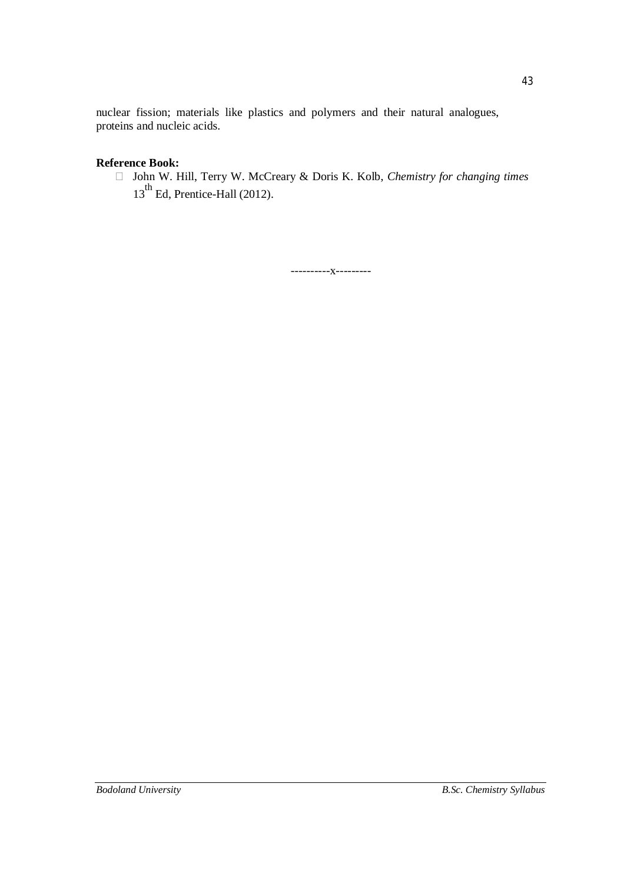nuclear fission; materials like plastics and polymers and their natural analogues, proteins and nucleic acids.

**Reference Book:**

- John W. Hill, Terry W. McCreary & Doris K. Kolb, *Chemistry for changing times* 13th Ed, Prentice-Hall (2012).

----------x---------